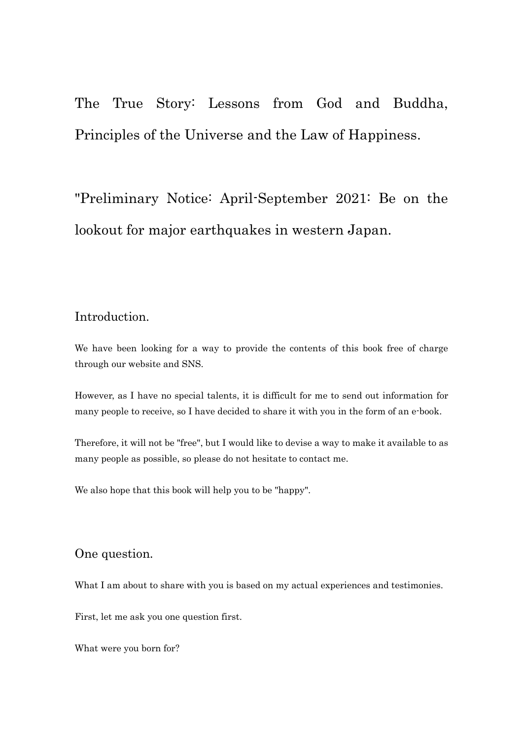# The True Story: Lessons from God and Buddha, Principles of the Universe and the Law of Happiness.

# "Preliminary Notice: April-September 2021: Be on the lookout for major earthquakes in western Japan.

## Introduction.

We have been looking for a way to provide the contents of this book free of charge through our website and SNS.

However, as I have no special talents, it is difficult for me to send out information for many people to receive, so I have decided to share it with you in the form of an e-book.

Therefore, it will not be "free", but I would like to devise a way to make it available to as many people as possible, so please do not hesitate to contact me.

We also hope that this book will help you to be "happy".

## One question.

What I am about to share with you is based on my actual experiences and testimonies.

First, let me ask you one question first.

What were you born for?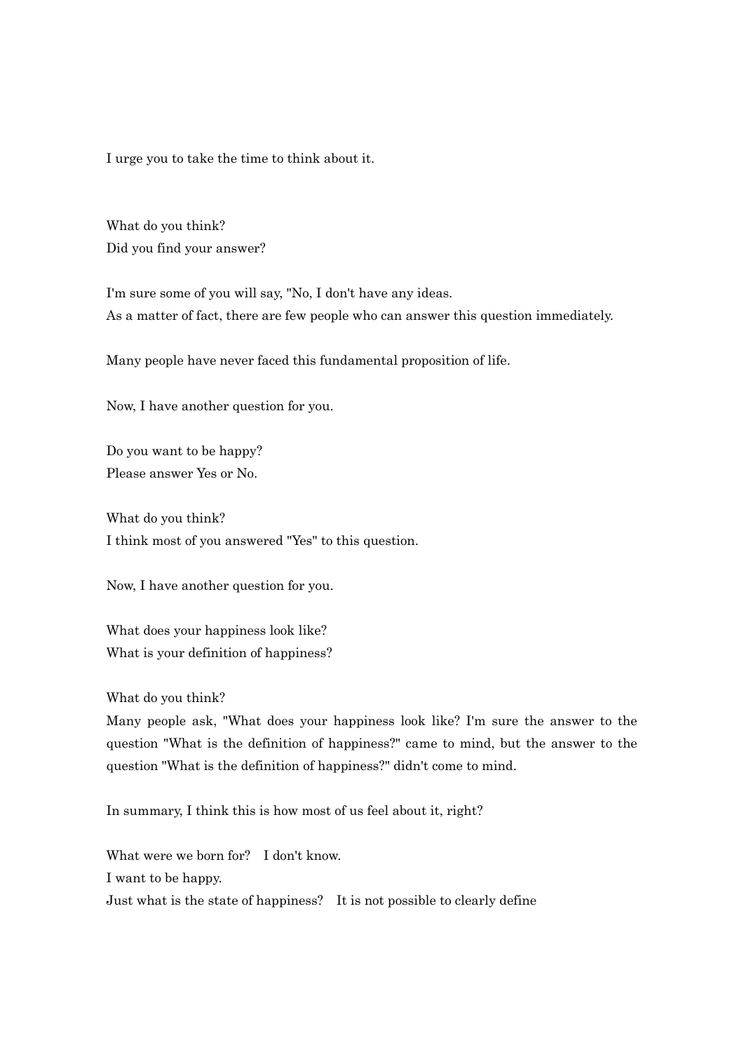I urge you to take the time to think about it.

What do you think?
Did you find your answer?

I'm sure some of you will say, "No, I don't have any ideas.
As a matter of fact, there are few people who can answer this question immediately.

Many people have never faced this fundamental proposition of life.

Now, I have another question for you.

Do you want to be happy?
Please answer Yes or No.

What do you think?
I think most of you answered "Yes" to this question.

Now, I have another question for you.

What does your happiness look like?
What is your definition of happiness?

What do you think?
Many people ask, "What does your happiness look like? I'm sure the answer to the question "What is the definition of happiness?" came to mind, but the answer to the question "What is the definition of happiness?" didn't come to mind.

In summary, I think this is how most of us feel about it, right?

What were we born for?　I don't know.
I want to be happy.
Just what is the state of happiness?　It is not possible to clearly define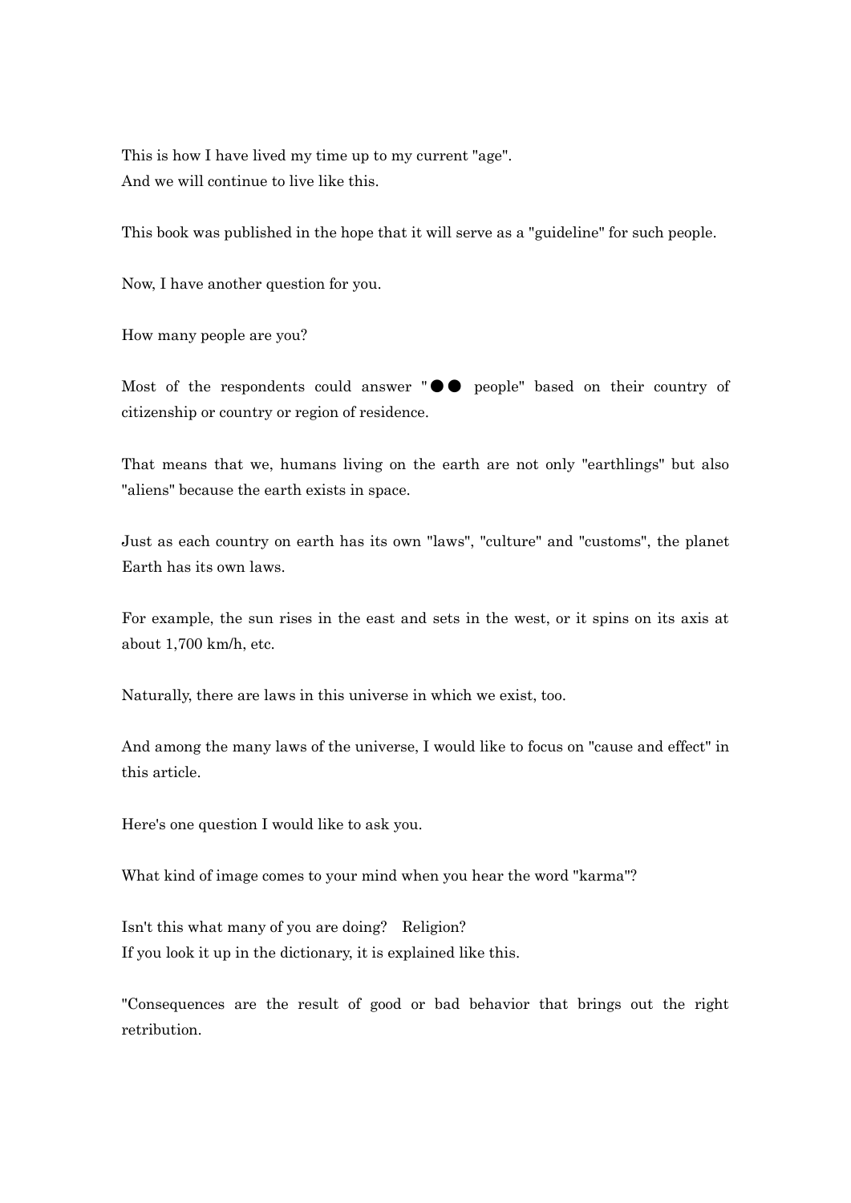This is how I have lived my time up to my current "age".
And we will continue to live like this.

This book was published in the hope that it will serve as a "guideline" for such people.

Now, I have another question for you.

How many people are you?

Most of the respondents could answer "●● people" based on their country of citizenship or country or region of residence.

That means that we, humans living on the earth are not only "earthlings" but also "aliens" because the earth exists in space.

Just as each country on earth has its own "laws", "culture" and "customs", the planet Earth has its own laws.

For example, the sun rises in the east and sets in the west, or it spins on its axis at about 1,700 km/h, etc.

Naturally, there are laws in this universe in which we exist, too.

And among the many laws of the universe, I would like to focus on "cause and effect" in this article.

Here's one question I would like to ask you.

What kind of image comes to your mind when you hear the word "karma"?

Isn't this what many of you are doing?　Religion?
If you look it up in the dictionary, it is explained like this.

"Consequences are the result of good or bad behavior that brings out the right retribution.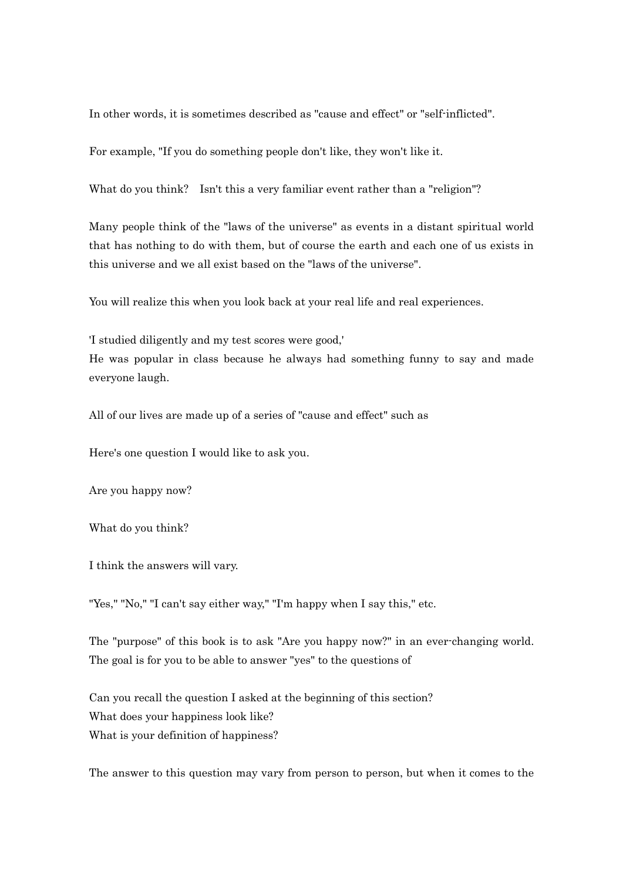In other words, it is sometimes described as "cause and effect" or "self-inflicted".

For example, "If you do something people don't like, they won't like it.

What do you think?　Isn't this a very familiar event rather than a "religion"?

Many people think of the "laws of the universe" as events in a distant spiritual world that has nothing to do with them, but of course the earth and each one of us exists in this universe and we all exist based on the "laws of the universe".

You will realize this when you look back at your real life and real experiences.

'I studied diligently and my test scores were good,'
He was popular in class because he always had something funny to say and made everyone laugh.

All of our lives are made up of a series of "cause and effect" such as

Here's one question I would like to ask you.

Are you happy now?

What do you think?

I think the answers will vary.

"Yes," "No," "I can't say either way," "I'm happy when I say this," etc.

The "purpose" of this book is to ask "Are you happy now?" in an ever-changing world.
The goal is for you to be able to answer "yes" to the questions of

Can you recall the question I asked at the beginning of this section?
What does your happiness look like?
What is your definition of happiness?

The answer to this question may vary from person to person, but when it comes to the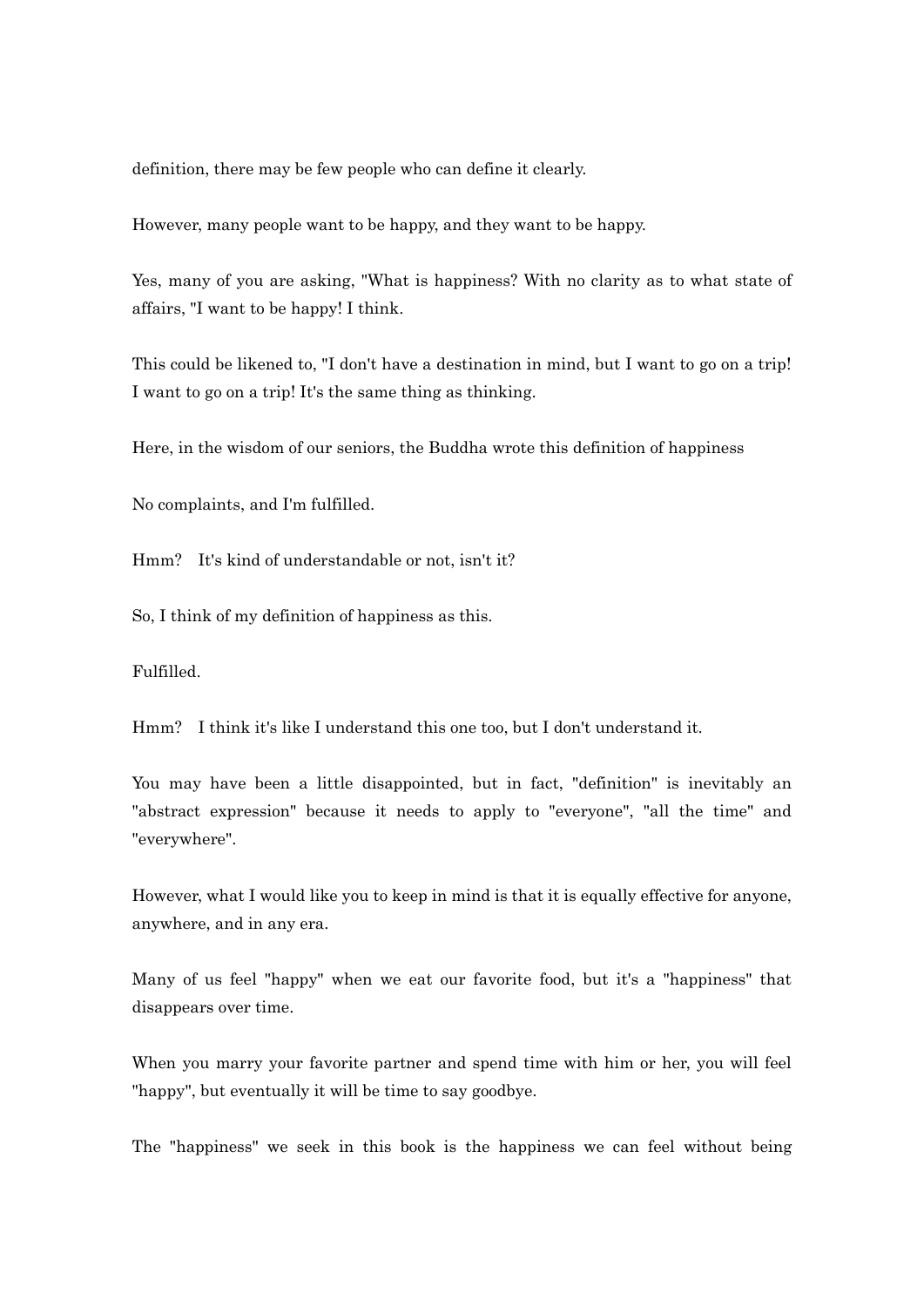definition, there may be few people who can define it clearly.

However, many people want to be happy, and they want to be happy.

Yes, many of you are asking, "What is happiness? With no clarity as to what state of affairs, "I want to be happy! I think.

This could be likened to, "I don't have a destination in mind, but I want to go on a trip! I want to go on a trip! It's the same thing as thinking.

Here, in the wisdom of our seniors, the Buddha wrote this definition of happiness

No complaints, and I'm fulfilled.

Hmm?　It's kind of understandable or not, isn't it?

So, I think of my definition of happiness as this.

Fulfilled.

Hmm?　I think it's like I understand this one too, but I don't understand it.

You may have been a little disappointed, but in fact, "definition" is inevitably an "abstract expression" because it needs to apply to "everyone", "all the time" and "everywhere".

However, what I would like you to keep in mind is that it is equally effective for anyone, anywhere, and in any era.

Many of us feel "happy" when we eat our favorite food, but it's a "happiness" that disappears over time.

When you marry your favorite partner and spend time with him or her, you will feel "happy", but eventually it will be time to say goodbye.

The "happiness" we seek in this book is the happiness we can feel without being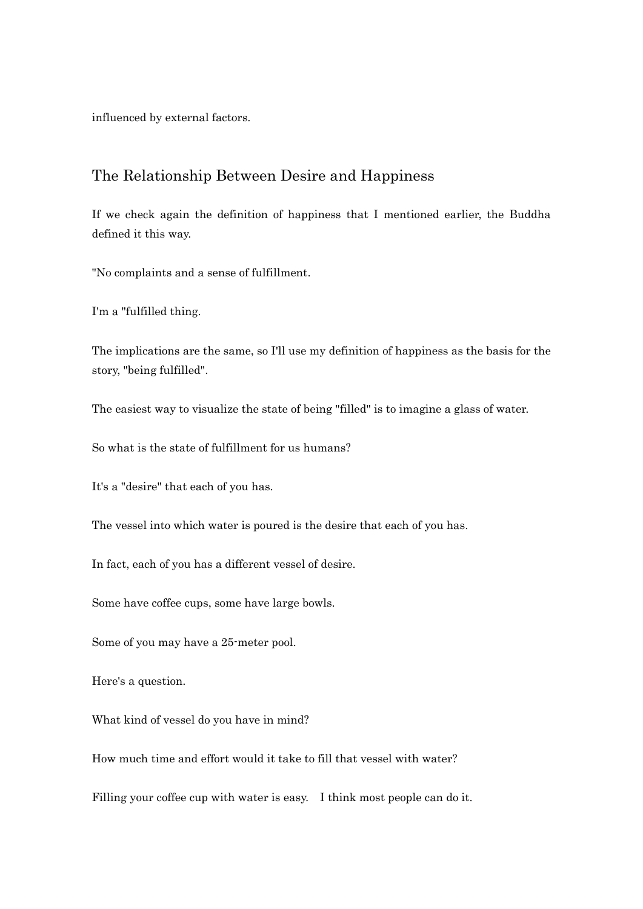influenced by external factors.

## The Relationship Between Desire and Happiness

If we check again the definition of happiness that I mentioned earlier, the Buddha defined it this way.

"No complaints and a sense of fulfillment.

I'm a "fulfilled thing.

The implications are the same, so I'll use my definition of happiness as the basis for the story, "being fulfilled".

The easiest way to visualize the state of being "filled" is to imagine a glass of water.

So what is the state of fulfillment for us humans?

It's a "desire" that each of you has.

The vessel into which water is poured is the desire that each of you has.

In fact, each of you has a different vessel of desire.

Some have coffee cups, some have large bowls.

Some of you may have a 25-meter pool.

Here's a question.

What kind of vessel do you have in mind?

How much time and effort would it take to fill that vessel with water?

Filling your coffee cup with water is easy.　I think most people can do it.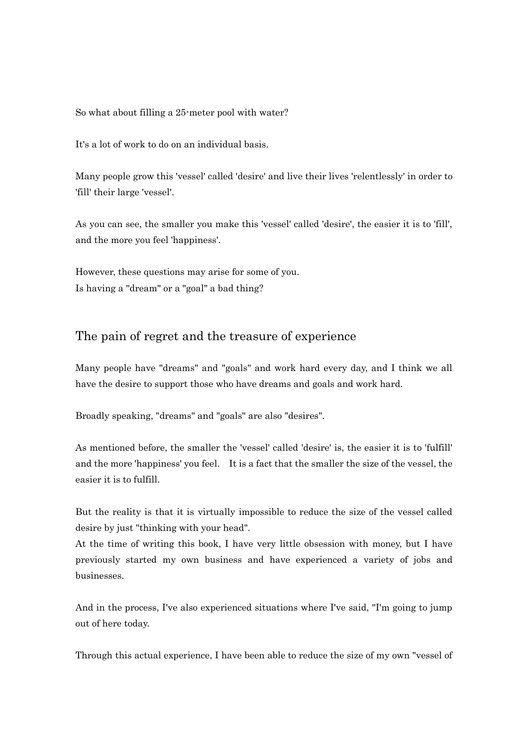So what about filling a 25-meter pool with water?

It's a lot of work to do on an individual basis.

Many people grow this 'vessel' called 'desire' and live their lives 'relentlessly' in order to 'fill' their large 'vessel'.

As you can see, the smaller you make this 'vessel' called 'desire', the easier it is to 'fill', and the more you feel 'happiness'.

However, these questions may arise for some of you.
Is having a "dream" or a "goal" a bad thing?

## The pain of regret and the treasure of experience

Many people have "dreams" and "goals" and work hard every day, and I think we all have the desire to support those who have dreams and goals and work hard.

Broadly speaking, "dreams" and "goals" are also "desires".

As mentioned before, the smaller the 'vessel' called 'desire' is, the easier it is to 'fulfill' and the more 'happiness' you feel.　It is a fact that the smaller the size of the vessel, the easier it is to fulfill.

But the reality is that it is virtually impossible to reduce the size of the vessel called desire by just "thinking with your head".
At the time of writing this book, I have very little obsession with money, but I have previously started my own business and have experienced a variety of jobs and businesses.

And in the process, I've also experienced situations where I've said, "I'm going to jump out of here today.

Through this actual experience, I have been able to reduce the size of my own "vessel of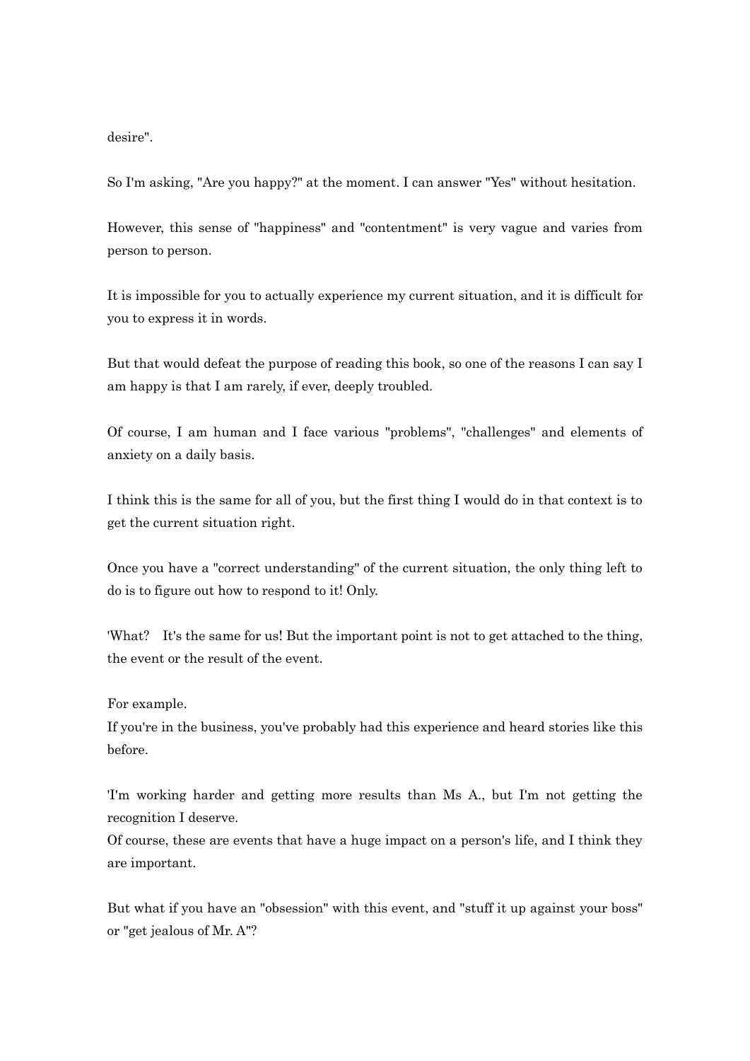desire".

So I'm asking, "Are you happy?" at the moment. I can answer "Yes" without hesitation.

However, this sense of "happiness" and "contentment" is very vague and varies from person to person.

It is impossible for you to actually experience my current situation, and it is difficult for you to express it in words.

But that would defeat the purpose of reading this book, so one of the reasons I can say I am happy is that I am rarely, if ever, deeply troubled.

Of course, I am human and I face various "problems", "challenges" and elements of anxiety on a daily basis.

I think this is the same for all of you, but the first thing I would do in that context is to get the current situation right.

Once you have a "correct understanding" of the current situation, the only thing left to do is to figure out how to respond to it! Only.

'What?　It's the same for us! But the important point is not to get attached to the thing, the event or the result of the event.

For example.
If you're in the business, you've probably had this experience and heard stories like this before.

'I'm working harder and getting more results than Ms A., but I'm not getting the recognition I deserve.
Of course, these are events that have a huge impact on a person's life, and I think they are important.

But what if you have an "obsession" with this event, and "stuff it up against your boss" or "get jealous of Mr. A"?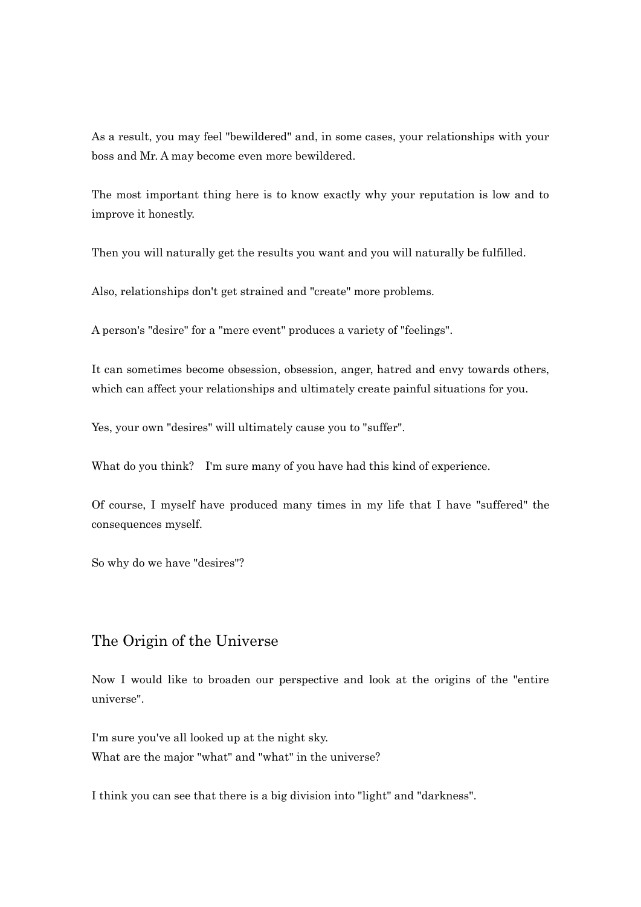As a result, you may feel "bewildered" and, in some cases, your relationships with your boss and Mr. A may become even more bewildered.

The most important thing here is to know exactly why your reputation is low and to improve it honestly.

Then you will naturally get the results you want and you will naturally be fulfilled.

Also, relationships don't get strained and "create" more problems.

A person's "desire" for a "mere event" produces a variety of "feelings".

It can sometimes become obsession, obsession, anger, hatred and envy towards others, which can affect your relationships and ultimately create painful situations for you.

Yes, your own "desires" will ultimately cause you to "suffer".

What do you think?　I'm sure many of you have had this kind of experience.

Of course, I myself have produced many times in my life that I have "suffered" the consequences myself.

So why do we have "desires"?

## The Origin of the Universe

Now I would like to broaden our perspective and look at the origins of the "entire universe".

I'm sure you've all looked up at the night sky.
What are the major "what" and "what" in the universe?

I think you can see that there is a big division into "light" and "darkness".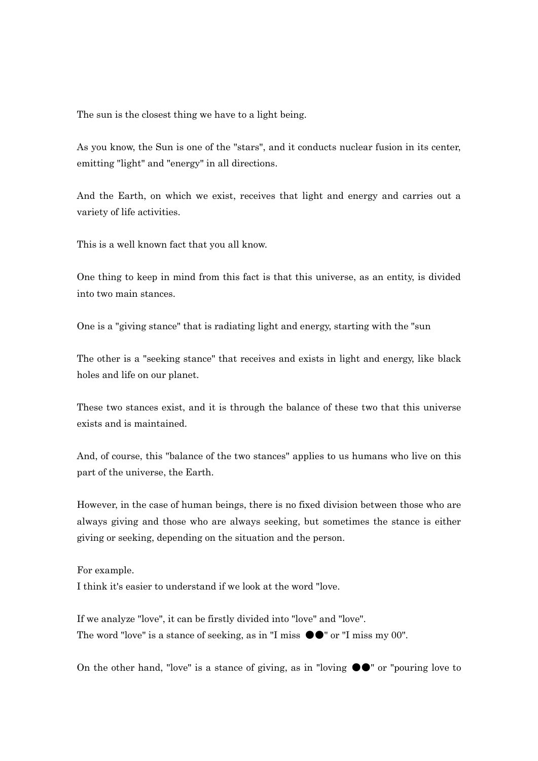The sun is the closest thing we have to a light being.

As you know, the Sun is one of the "stars", and it conducts nuclear fusion in its center, emitting "light" and "energy" in all directions.

And the Earth, on which we exist, receives that light and energy and carries out a variety of life activities.

This is a well known fact that you all know.

One thing to keep in mind from this fact is that this universe, as an entity, is divided into two main stances.

One is a "giving stance" that is radiating light and energy, starting with the "sun

The other is a "seeking stance" that receives and exists in light and energy, like black holes and life on our planet.

These two stances exist, and it is through the balance of these two that this universe exists and is maintained.

And, of course, this "balance of the two stances" applies to us humans who live on this part of the universe, the Earth.

However, in the case of human beings, there is no fixed division between those who are always giving and those who are always seeking, but sometimes the stance is either giving or seeking, depending on the situation and the person.

For example.
I think it's easier to understand if we look at the word "love.

If we analyze "love", it can be firstly divided into "love" and "love".
The word "love" is a stance of seeking, as in "I miss ●●" or "I miss my 00".

On the other hand, "love" is a stance of giving, as in "loving ●●" or "pouring love to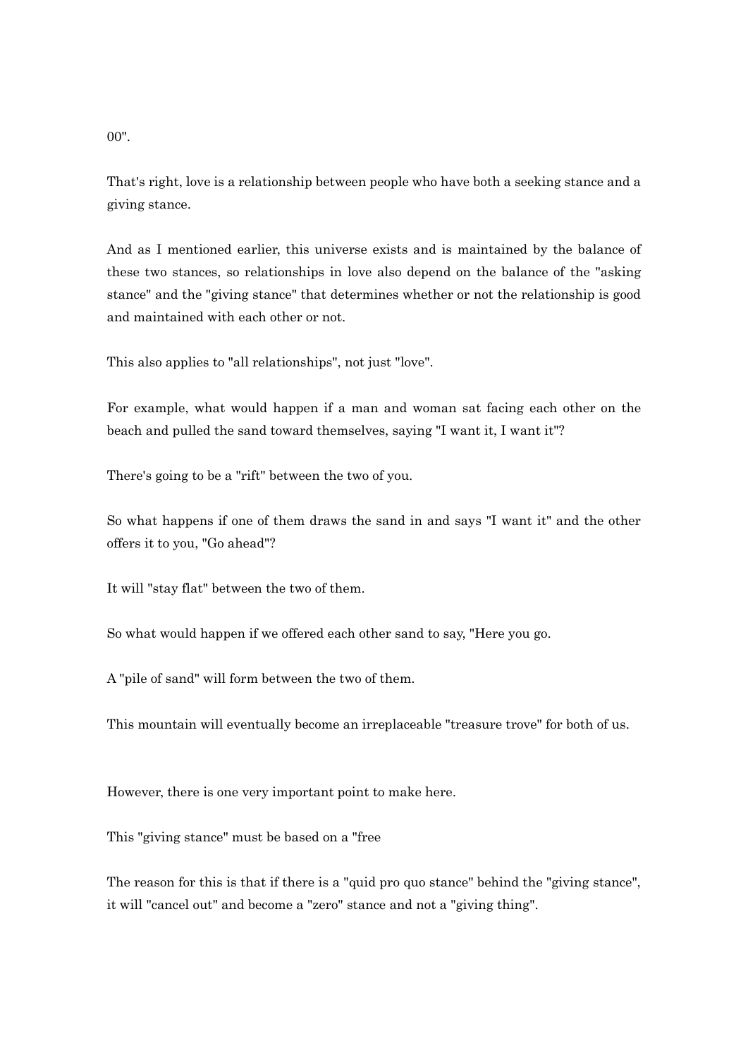00".

That's right, love is a relationship between people who have both a seeking stance and a giving stance.

And as I mentioned earlier, this universe exists and is maintained by the balance of these two stances, so relationships in love also depend on the balance of the "asking stance" and the "giving stance" that determines whether or not the relationship is good and maintained with each other or not.

This also applies to "all relationships", not just "love".

For example, what would happen if a man and woman sat facing each other on the beach and pulled the sand toward themselves, saying "I want it, I want it"?

There's going to be a "rift" between the two of you.

So what happens if one of them draws the sand in and says "I want it" and the other offers it to you, "Go ahead"?

It will "stay flat" between the two of them.

So what would happen if we offered each other sand to say, "Here you go.

A "pile of sand" will form between the two of them.

This mountain will eventually become an irreplaceable "treasure trove" for both of us.

However, there is one very important point to make here.

This "giving stance" must be based on a "free

The reason for this is that if there is a "quid pro quo stance" behind the "giving stance", it will "cancel out" and become a "zero" stance and not a "giving thing".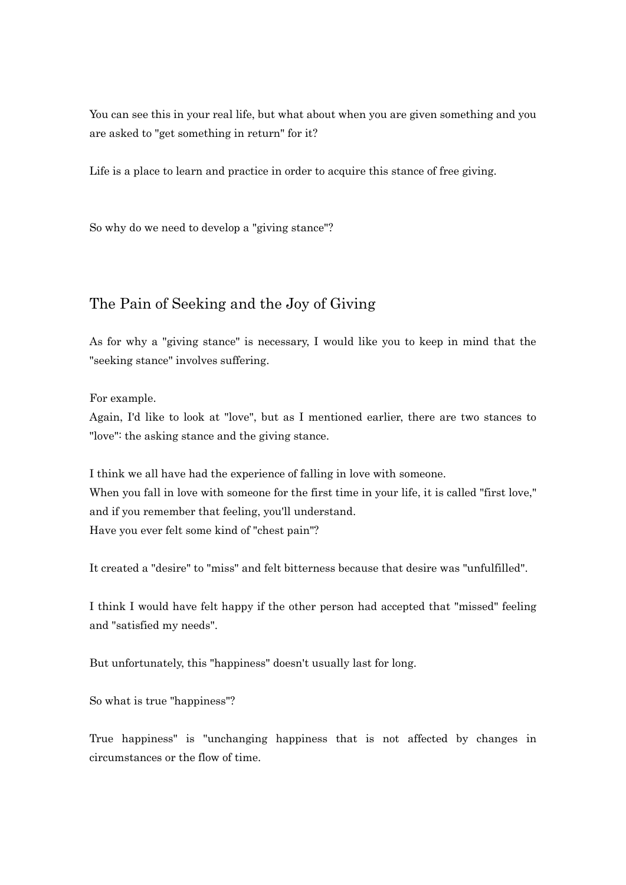You can see this in your real life, but what about when you are given something and you are asked to "get something in return" for it?

Life is a place to learn and practice in order to acquire this stance of free giving.

So why do we need to develop a "giving stance"?

## The Pain of Seeking and the Joy of Giving

As for why a "giving stance" is necessary, I would like you to keep in mind that the "seeking stance" involves suffering.

For example.
Again, I'd like to look at "love", but as I mentioned earlier, there are two stances to "love": the asking stance and the giving stance.

I think we all have had the experience of falling in love with someone.
When you fall in love with someone for the first time in your life, it is called "first love," and if you remember that feeling, you'll understand.
Have you ever felt some kind of "chest pain"?

It created a "desire" to "miss" and felt bitterness because that desire was "unfulfilled".

I think I would have felt happy if the other person had accepted that "missed" feeling and "satisfied my needs".

But unfortunately, this "happiness" doesn't usually last for long.

So what is true "happiness"?

True happiness" is "unchanging happiness that is not affected by changes in circumstances or the flow of time.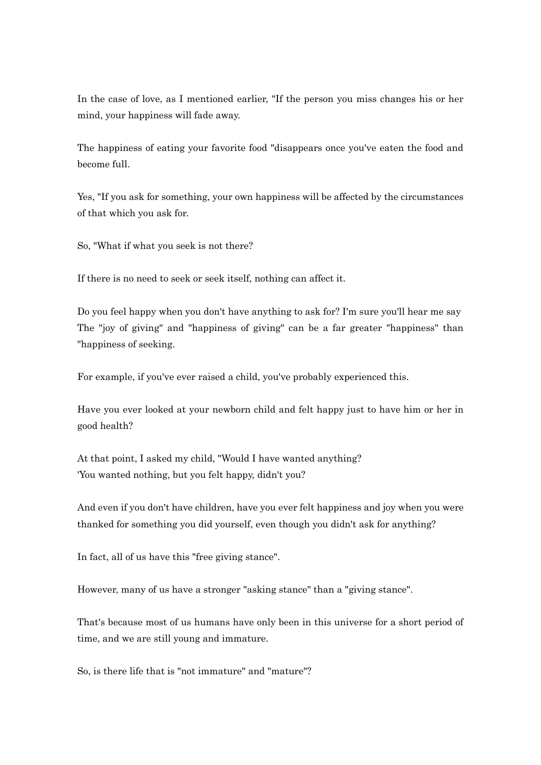In the case of love, as I mentioned earlier, "If the person you miss changes his or her mind, your happiness will fade away.

The happiness of eating your favorite food "disappears once you've eaten the food and become full.

Yes, "If you ask for something, your own happiness will be affected by the circumstances of that which you ask for.

So, "What if what you seek is not there?

If there is no need to seek or seek itself, nothing can affect it.

Do you feel happy when you don't have anything to ask for? I'm sure you'll hear me say The "joy of giving" and "happiness of giving" can be a far greater "happiness" than "happiness of seeking.

For example, if you've ever raised a child, you've probably experienced this.

Have you ever looked at your newborn child and felt happy just to have him or her in good health?

At that point, I asked my child, "Would I have wanted anything?
'You wanted nothing, but you felt happy, didn't you?

And even if you don't have children, have you ever felt happiness and joy when you were thanked for something you did yourself, even though you didn't ask for anything?

In fact, all of us have this "free giving stance".

However, many of us have a stronger "asking stance" than a "giving stance".

That's because most of us humans have only been in this universe for a short period of time, and we are still young and immature.

So, is there life that is "not immature" and "mature"?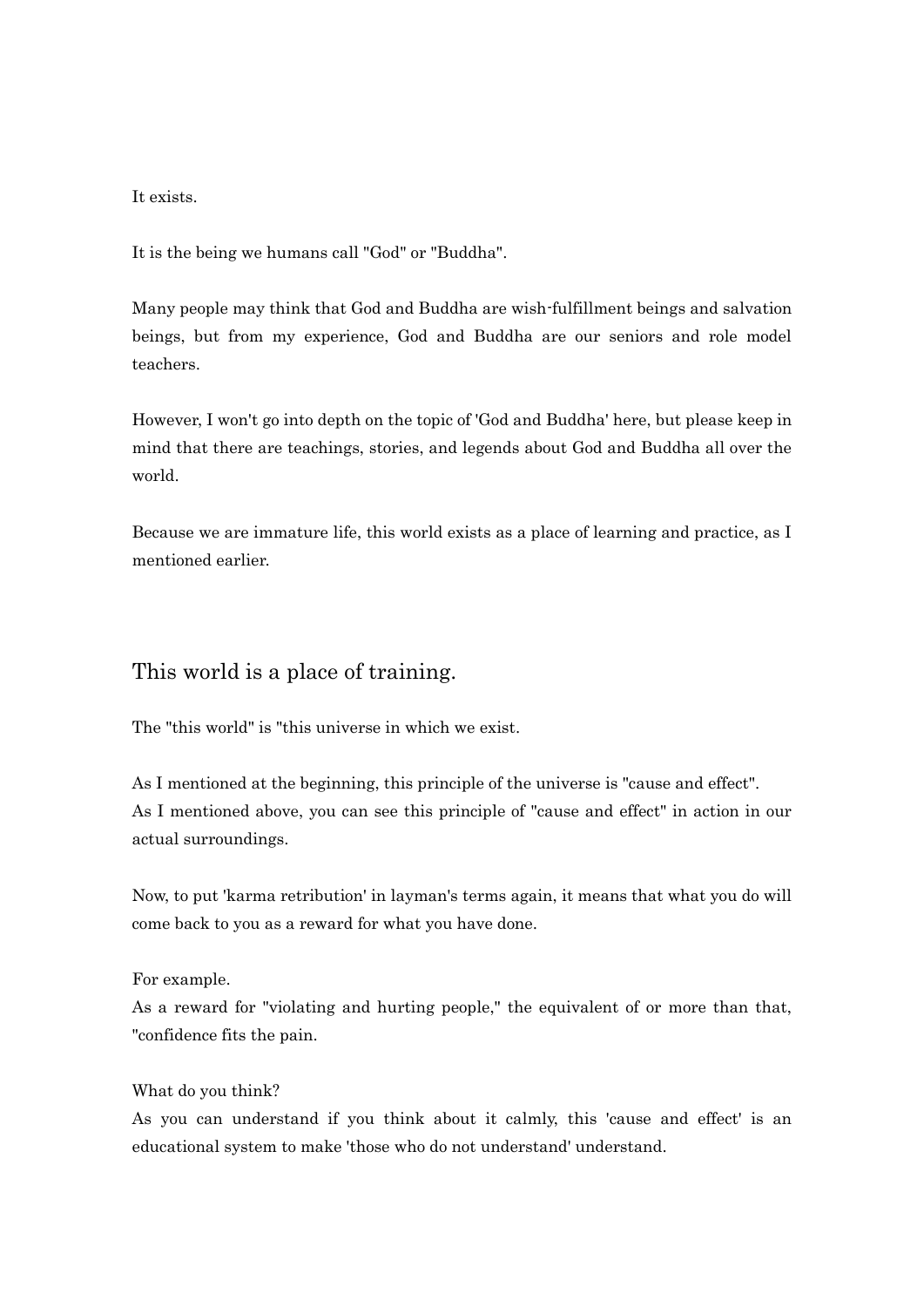It exists.

It is the being we humans call "God" or "Buddha".

Many people may think that God and Buddha are wish-fulfillment beings and salvation beings, but from my experience, God and Buddha are our seniors and role model teachers.

However, I won't go into depth on the topic of 'God and Buddha' here, but please keep in mind that there are teachings, stories, and legends about God and Buddha all over the world.

Because we are immature life, this world exists as a place of learning and practice, as I mentioned earlier.

## This world is a place of training.

The "this world" is "this universe in which we exist.

As I mentioned at the beginning, this principle of the universe is "cause and effect".
As I mentioned above, you can see this principle of "cause and effect" in action in our actual surroundings.

Now, to put 'karma retribution' in layman's terms again, it means that what you do will come back to you as a reward for what you have done.

For example.
As a reward for "violating and hurting people," the equivalent of or more than that, "confidence fits the pain.

What do you think?
As you can understand if you think about it calmly, this 'cause and effect' is an educational system to make 'those who do not understand' understand.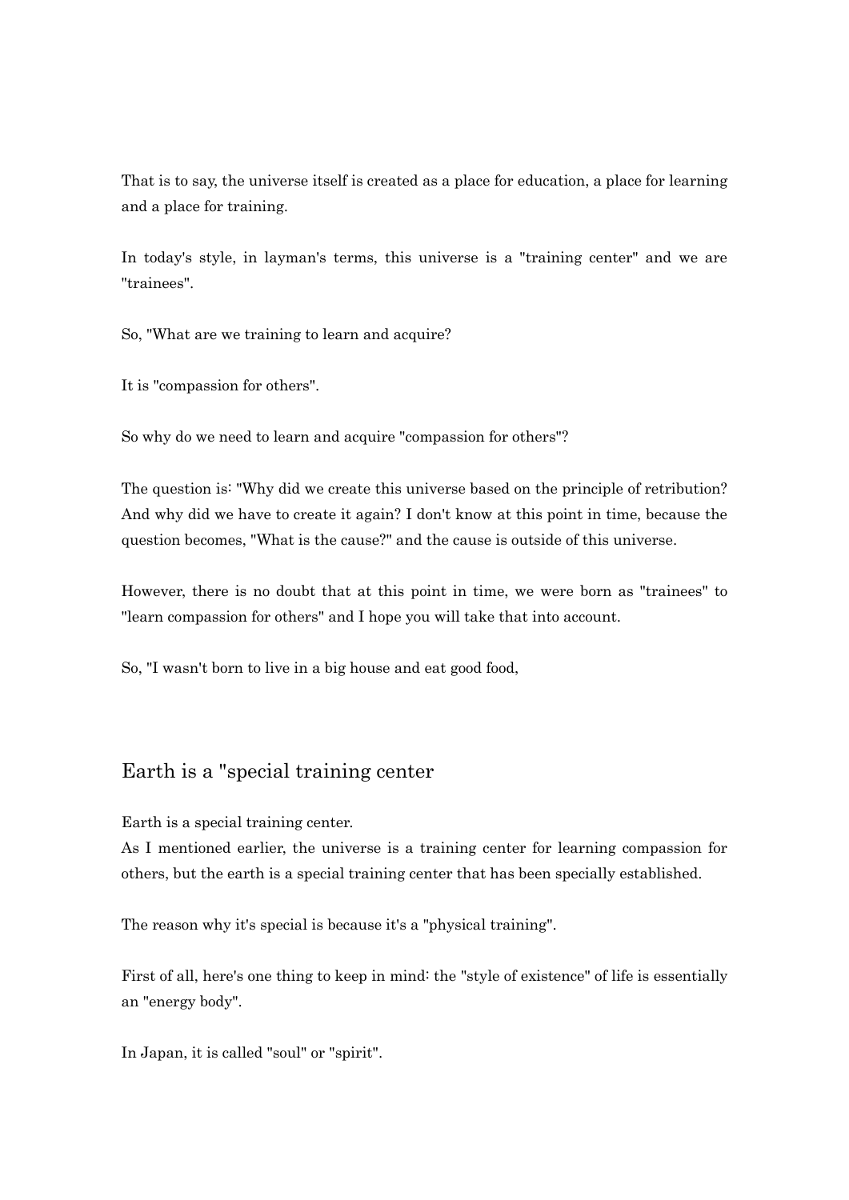That is to say, the universe itself is created as a place for education, a place for learning and a place for training.

In today's style, in layman's terms, this universe is a "training center" and we are "trainees".

So, "What are we training to learn and acquire?

It is "compassion for others".

So why do we need to learn and acquire "compassion for others"?

The question is: "Why did we create this universe based on the principle of retribution? And why did we have to create it again? I don't know at this point in time, because the question becomes, "What is the cause?" and the cause is outside of this universe.

However, there is no doubt that at this point in time, we were born as "trainees" to "learn compassion for others" and I hope you will take that into account.

So, "I wasn't born to live in a big house and eat good food,

## Earth is a "special training center

Earth is a special training center.
As I mentioned earlier, the universe is a training center for learning compassion for others, but the earth is a special training center that has been specially established.

The reason why it's special is because it's a "physical training".

First of all, here's one thing to keep in mind: the "style of existence" of life is essentially an "energy body".

In Japan, it is called "soul" or "spirit".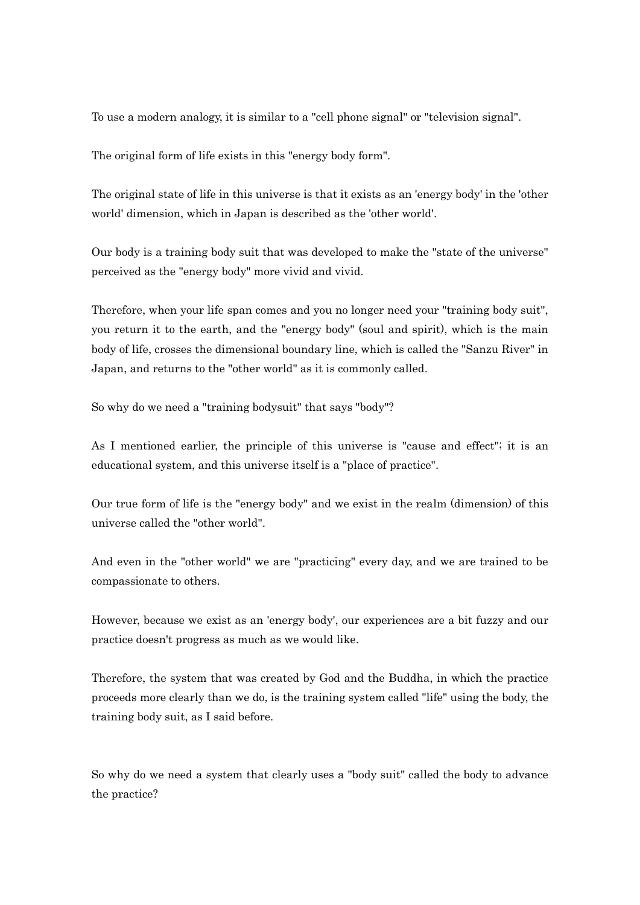To use a modern analogy, it is similar to a "cell phone signal" or "television signal".

The original form of life exists in this "energy body form".

The original state of life in this universe is that it exists as an 'energy body' in the 'other world' dimension, which in Japan is described as the 'other world'.

Our body is a training body suit that was developed to make the "state of the universe" perceived as the "energy body" more vivid and vivid.

Therefore, when your life span comes and you no longer need your "training body suit", you return it to the earth, and the "energy body" (soul and spirit), which is the main body of life, crosses the dimensional boundary line, which is called the "Sanzu River" in Japan, and returns to the "other world" as it is commonly called.

So why do we need a "training bodysuit" that says "body"?

As I mentioned earlier, the principle of this universe is "cause and effect"; it is an educational system, and this universe itself is a "place of practice".

Our true form of life is the "energy body" and we exist in the realm (dimension) of this universe called the "other world".

And even in the "other world" we are "practicing" every day, and we are trained to be compassionate to others.

However, because we exist as an 'energy body', our experiences are a bit fuzzy and our practice doesn't progress as much as we would like.

Therefore, the system that was created by God and the Buddha, in which the practice proceeds more clearly than we do, is the training system called "life" using the body, the training body suit, as I said before.

So why do we need a system that clearly uses a "body suit" called the body to advance the practice?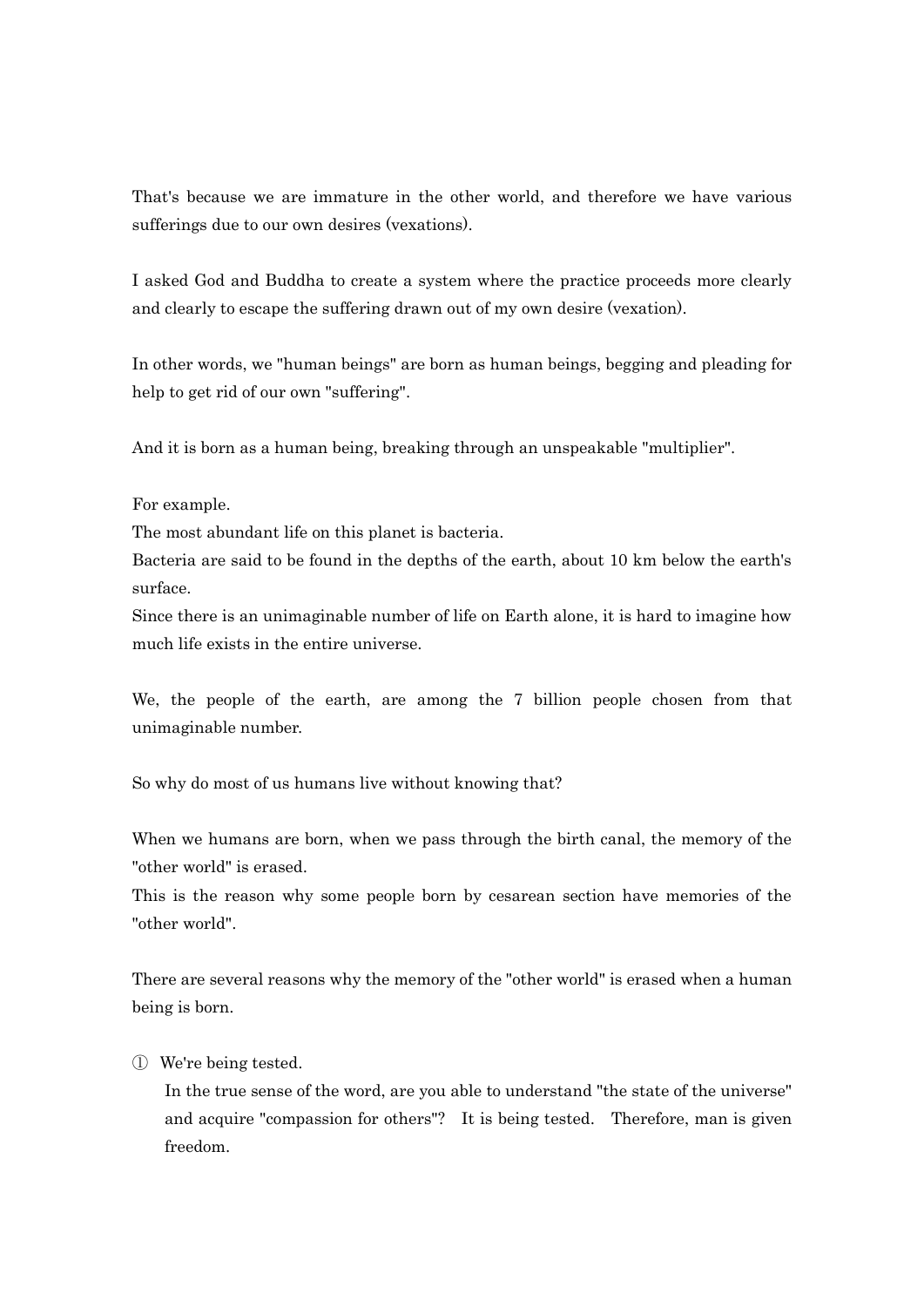That's because we are immature in the other world, and therefore we have various sufferings due to our own desires (vexations).

I asked God and Buddha to create a system where the practice proceeds more clearly and clearly to escape the suffering drawn out of my own desire (vexation).

In other words, we "human beings" are born as human beings, begging and pleading for help to get rid of our own "suffering".

And it is born as a human being, breaking through an unspeakable "multiplier".

For example.
The most abundant life on this planet is bacteria.
Bacteria are said to be found in the depths of the earth, about 10 km below the earth's surface.
Since there is an unimaginable number of life on Earth alone, it is hard to imagine how much life exists in the entire universe.

We, the people of the earth, are among the 7 billion people chosen from that unimaginable number.

So why do most of us humans live without knowing that?

When we humans are born, when we pass through the birth canal, the memory of the "other world" is erased.
This is the reason why some people born by cesarean section have memories of the "other world".

There are several reasons why the memory of the "other world" is erased when a human being is born.

① We're being tested.
In the true sense of the word, are you able to understand "the state of the universe" and acquire "compassion for others"? It is being tested. Therefore, man is given freedom.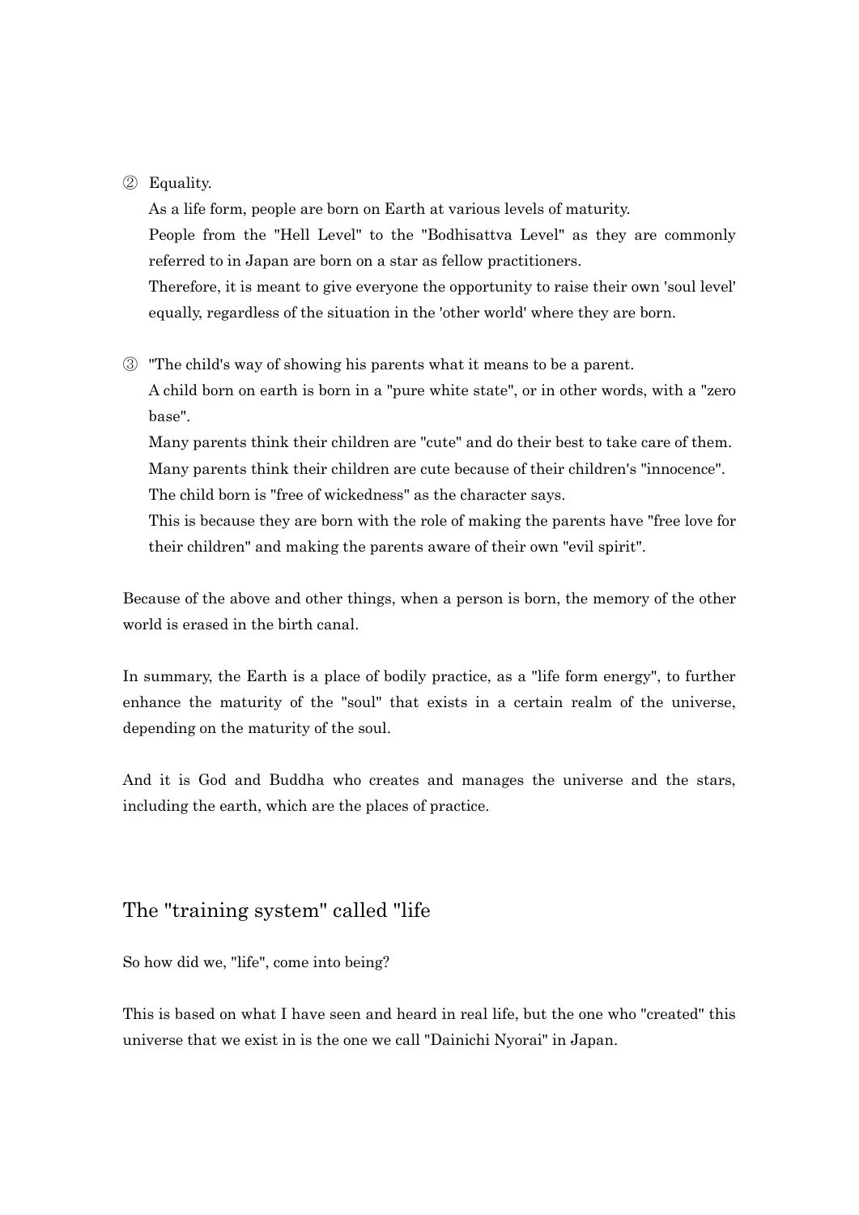② Equality.

As a life form, people are born on Earth at various levels of maturity.
People from the "Hell Level" to the "Bodhisattva Level" as they are commonly referred to in Japan are born on a star as fellow practitioners.
Therefore, it is meant to give everyone the opportunity to raise their own 'soul level' equally, regardless of the situation in the 'other world' where they are born.

③ "The child's way of showing his parents what it means to be a parent.

A child born on earth is born in a "pure white state", or in other words, with a "zero base".
Many parents think their children are "cute" and do their best to take care of them.
Many parents think their children are cute because of their children's "innocence".
The child born is "free of wickedness" as the character says.
This is because they are born with the role of making the parents have "free love for their children" and making the parents aware of their own "evil spirit".

Because of the above and other things, when a person is born, the memory of the other world is erased in the birth canal.

In summary, the Earth is a place of bodily practice, as a "life form energy", to further enhance the maturity of the "soul" that exists in a certain realm of the universe, depending on the maturity of the soul.

And it is God and Buddha who creates and manages the universe and the stars, including the earth, which are the places of practice.

## The "training system" called "life

So how did we, "life", come into being?

This is based on what I have seen and heard in real life, but the one who "created" this universe that we exist in is the one we call "Dainichi Nyorai" in Japan.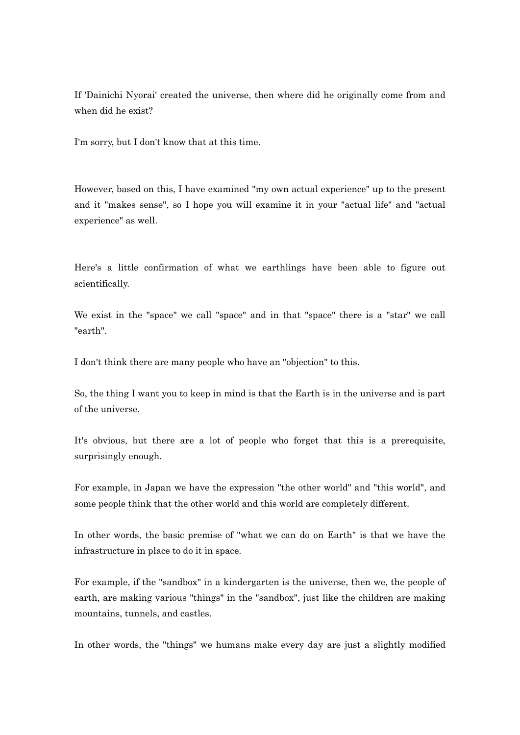If 'Dainichi Nyorai' created the universe, then where did he originally come from and when did he exist?

I'm sorry, but I don't know that at this time.

However, based on this, I have examined "my own actual experience" up to the present and it "makes sense", so I hope you will examine it in your "actual life" and "actual experience" as well.

Here's a little confirmation of what we earthlings have been able to figure out scientifically.

We exist in the "space" we call "space" and in that "space" there is a "star" we call "earth".

I don't think there are many people who have an "objection" to this.

So, the thing I want you to keep in mind is that the Earth is in the universe and is part of the universe.

It's obvious, but there are a lot of people who forget that this is a prerequisite, surprisingly enough.

For example, in Japan we have the expression "the other world" and "this world", and some people think that the other world and this world are completely different.

In other words, the basic premise of "what we can do on Earth" is that we have the infrastructure in place to do it in space.

For example, if the "sandbox" in a kindergarten is the universe, then we, the people of earth, are making various "things" in the "sandbox", just like the children are making mountains, tunnels, and castles.

In other words, the "things" we humans make every day are just a slightly modified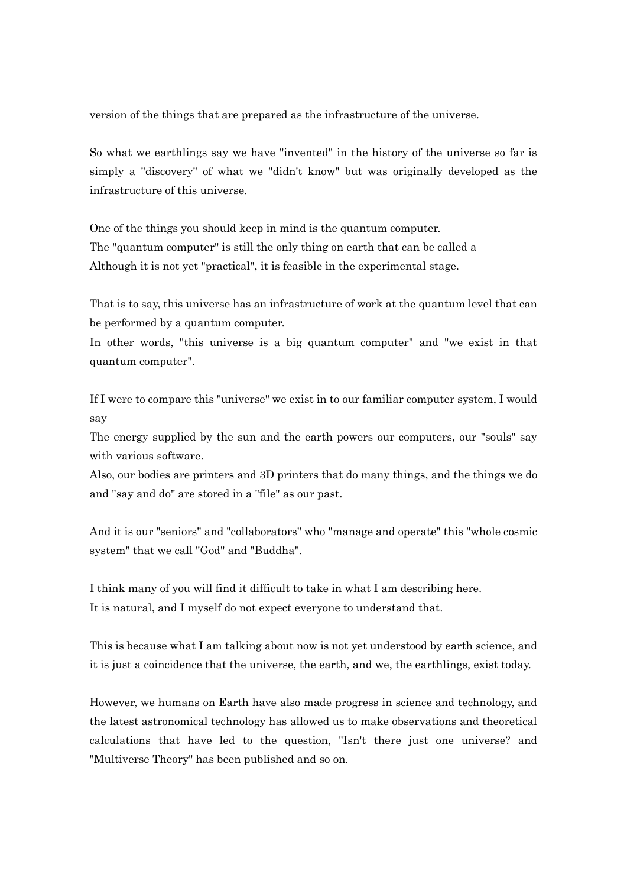version of the things that are prepared as the infrastructure of the universe.

So what we earthlings say we have "invented" in the history of the universe so far is simply a "discovery" of what we "didn't know" but was originally developed as the infrastructure of this universe.

One of the things you should keep in mind is the quantum computer.
The "quantum computer" is still the only thing on earth that can be called a
Although it is not yet "practical", it is feasible in the experimental stage.

That is to say, this universe has an infrastructure of work at the quantum level that can be performed by a quantum computer.
In other words, "this universe is a big quantum computer" and "we exist in that quantum computer".

If I were to compare this "universe" we exist in to our familiar computer system, I would say
The energy supplied by the sun and the earth powers our computers, our "souls" say with various software.
Also, our bodies are printers and 3D printers that do many things, and the things we do and "say and do" are stored in a "file" as our past.

And it is our "seniors" and "collaborators" who "manage and operate" this "whole cosmic system" that we call "God" and "Buddha".

I think many of you will find it difficult to take in what I am describing here.
It is natural, and I myself do not expect everyone to understand that.

This is because what I am talking about now is not yet understood by earth science, and it is just a coincidence that the universe, the earth, and we, the earthlings, exist today.

However, we humans on Earth have also made progress in science and technology, and the latest astronomical technology has allowed us to make observations and theoretical calculations that have led to the question, "Isn't there just one universe? and "Multiverse Theory" has been published and so on.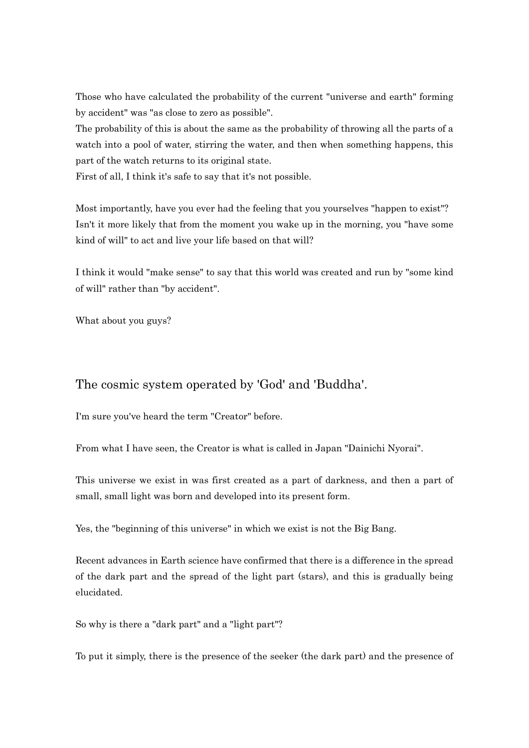Those who have calculated the probability of the current "universe and earth" forming by accident" was "as close to zero as possible".
The probability of this is about the same as the probability of throwing all the parts of a watch into a pool of water, stirring the water, and then when something happens, this part of the watch returns to its original state.
First of all, I think it's safe to say that it's not possible.

Most importantly, have you ever had the feeling that you yourselves "happen to exist"?
Isn't it more likely that from the moment you wake up in the morning, you "have some kind of will" to act and live your life based on that will?

I think it would "make sense" to say that this world was created and run by "some kind of will" rather than "by accident".

What about you guys?

## The cosmic system operated by 'God' and 'Buddha'.

I'm sure you've heard the term "Creator" before.

From what I have seen, the Creator is what is called in Japan "Dainichi Nyorai".

This universe we exist in was first created as a part of darkness, and then a part of small, small light was born and developed into its present form.

Yes, the "beginning of this universe" in which we exist is not the Big Bang.

Recent advances in Earth science have confirmed that there is a difference in the spread of the dark part and the spread of the light part (stars), and this is gradually being elucidated.

So why is there a "dark part" and a "light part"?

To put it simply, there is the presence of the seeker (the dark part) and the presence of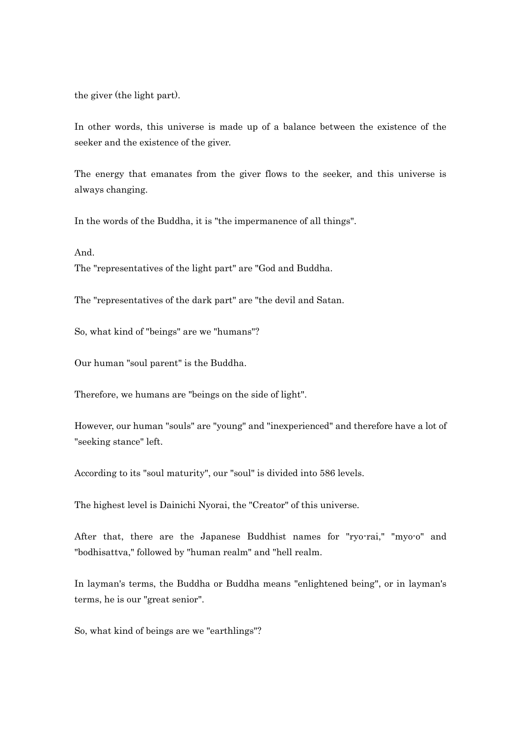the giver (the light part).

In other words, this universe is made up of a balance between the existence of the seeker and the existence of the giver.

The energy that emanates from the giver flows to the seeker, and this universe is always changing.

In the words of the Buddha, it is "the impermanence of all things".

And.
The "representatives of the light part" are "God and Buddha.

The "representatives of the dark part" are "the devil and Satan.

So, what kind of "beings" are we "humans"?

Our human "soul parent" is the Buddha.

Therefore, we humans are "beings on the side of light".

However, our human "souls" are "young" and "inexperienced" and therefore have a lot of "seeking stance" left.

According to its "soul maturity", our "soul" is divided into 586 levels.

The highest level is Dainichi Nyorai, the "Creator" of this universe.

After that, there are the Japanese Buddhist names for "ryo-rai," "myo-o" and "bodhisattva," followed by "human realm" and "hell realm.

In layman's terms, the Buddha or Buddha means "enlightened being", or in layman's terms, he is our "great senior".

So, what kind of beings are we "earthlings"?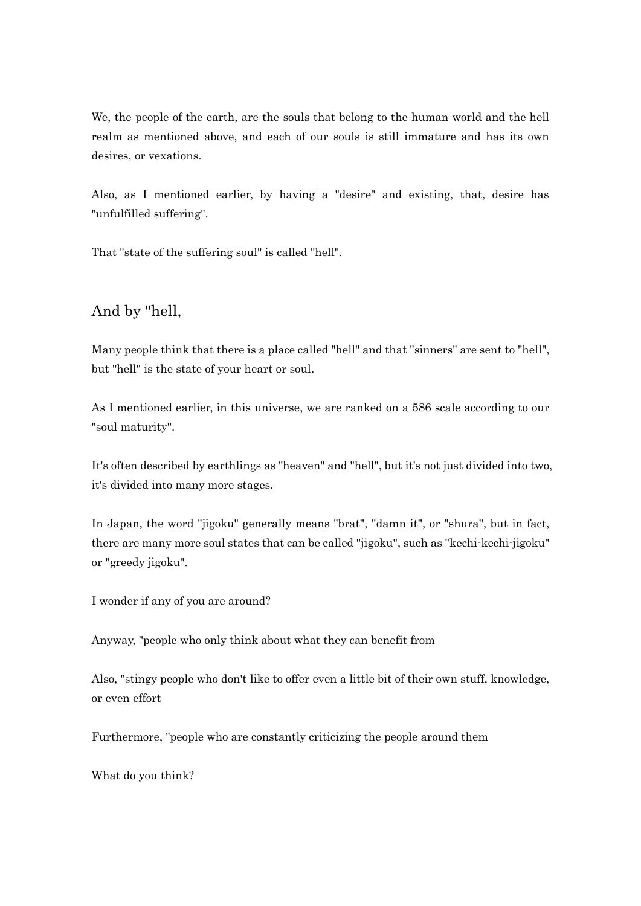We, the people of the earth, are the souls that belong to the human world and the hell realm as mentioned above, and each of our souls is still immature and has its own desires, or vexations.

Also, as I mentioned earlier, by having a "desire" and existing, that, desire has "unfulfilled suffering".

That "state of the suffering soul" is called "hell".

## And by "hell,

Many people think that there is a place called "hell" and that "sinners" are sent to "hell", but "hell" is the state of your heart or soul.

As I mentioned earlier, in this universe, we are ranked on a 586 scale according to our "soul maturity".

It's often described by earthlings as "heaven" and "hell", but it's not just divided into two, it's divided into many more stages.

In Japan, the word "jigoku" generally means "brat", "damn it", or "shura", but in fact, there are many more soul states that can be called "jigoku", such as "kechi-kechi-jigoku" or "greedy jigoku".

I wonder if any of you are around?

Anyway, "people who only think about what they can benefit from

Also, "stingy people who don't like to offer even a little bit of their own stuff, knowledge, or even effort

Furthermore, "people who are constantly criticizing the people around them

What do you think?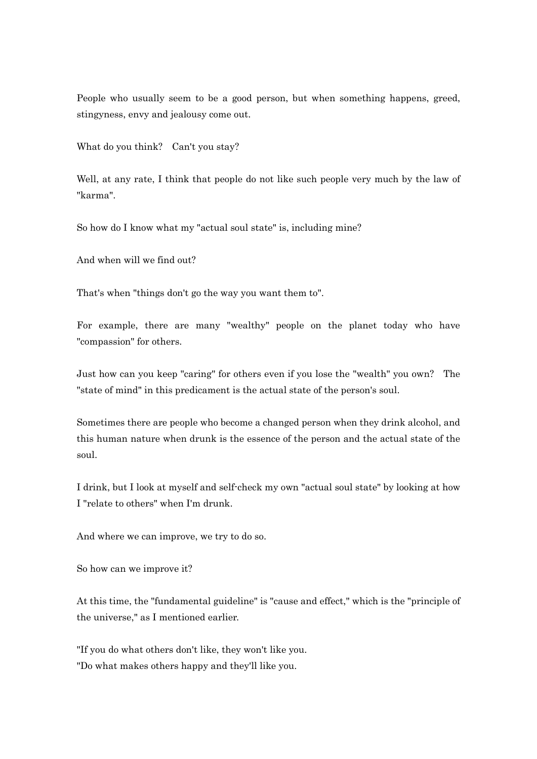People who usually seem to be a good person, but when something happens, greed, stingyness, envy and jealousy come out.

What do you think?　Can't you stay?

Well, at any rate, I think that people do not like such people very much by the law of "karma".

So how do I know what my "actual soul state" is, including mine?

And when will we find out?

That's when "things don't go the way you want them to".

For example, there are many "wealthy" people on the planet today who have "compassion" for others.

Just how can you keep "caring" for others even if you lose the "wealth" you own?　The "state of mind" in this predicament is the actual state of the person's soul.

Sometimes there are people who become a changed person when they drink alcohol, and this human nature when drunk is the essence of the person and the actual state of the soul.

I drink, but I look at myself and self-check my own "actual soul state" by looking at how I "relate to others" when I'm drunk.

And where we can improve, we try to do so.

So how can we improve it?

At this time, the "fundamental guideline" is "cause and effect," which is the "principle of the universe," as I mentioned earlier.

"If you do what others don't like, they won't like you.
"Do what makes others happy and they'll like you.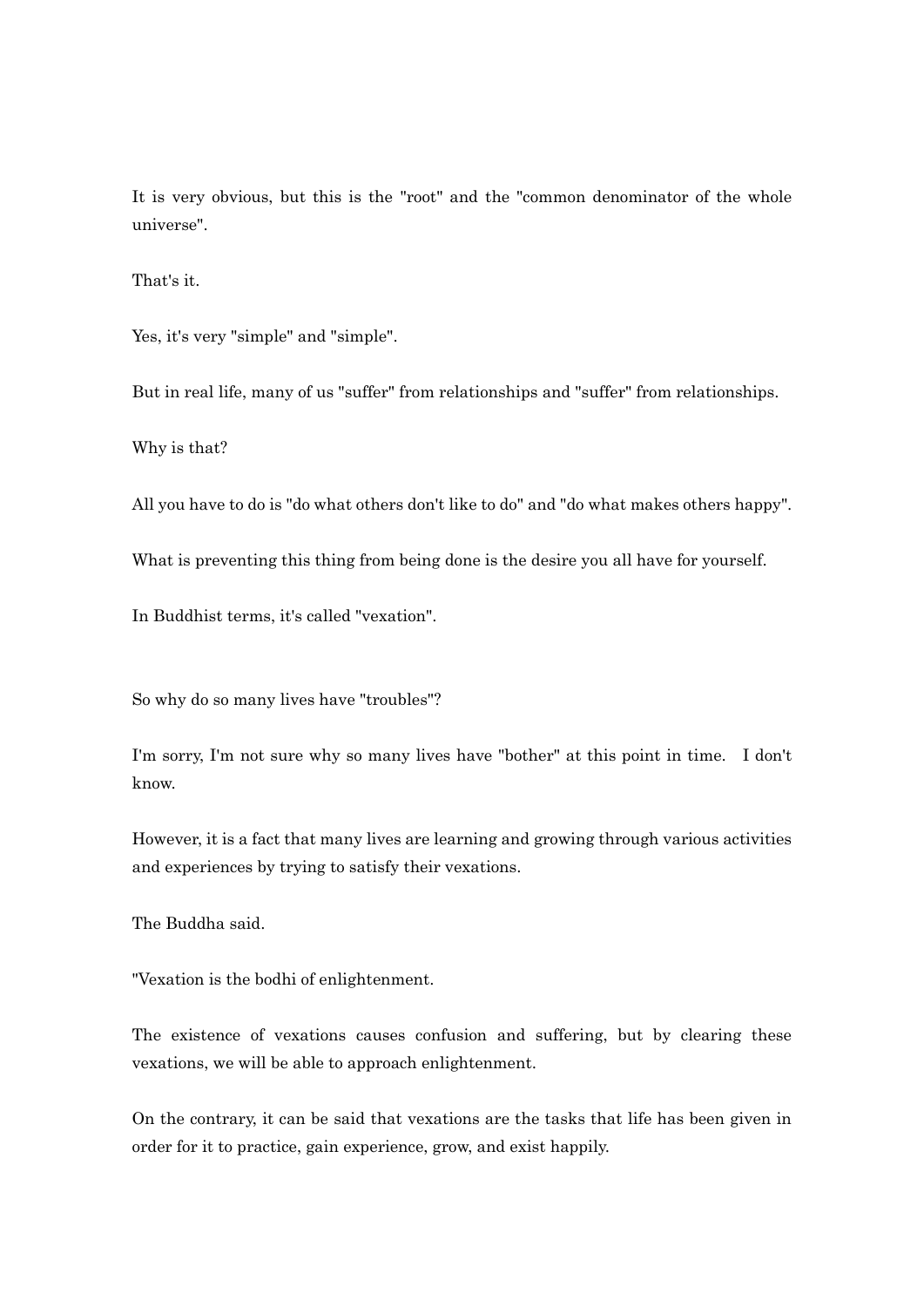It is very obvious, but this is the "root" and the "common denominator of the whole universe".

That's it.

Yes, it's very "simple" and "simple".

But in real life, many of us "suffer" from relationships and "suffer" from relationships.

Why is that?

All you have to do is "do what others don't like to do" and "do what makes others happy".

What is preventing this thing from being done is the desire you all have for yourself.

In Buddhist terms, it's called "vexation".

So why do so many lives have "troubles"?

I'm sorry, I'm not sure why so many lives have "bother" at this point in time.  I don't know.

However, it is a fact that many lives are learning and growing through various activities and experiences by trying to satisfy their vexations.

The Buddha said.

"Vexation is the bodhi of enlightenment.

The existence of vexations causes confusion and suffering, but by clearing these vexations, we will be able to approach enlightenment.

On the contrary, it can be said that vexations are the tasks that life has been given in order for it to practice, gain experience, grow, and exist happily.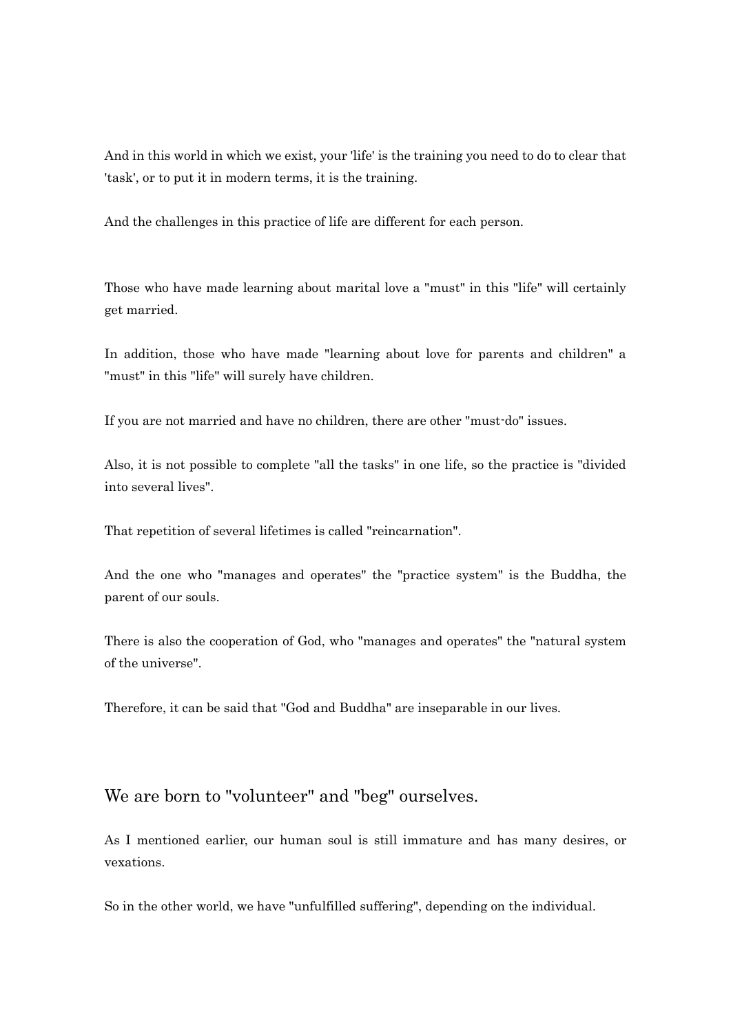And in this world in which we exist, your 'life' is the training you need to do to clear that 'task', or to put it in modern terms, it is the training.

And the challenges in this practice of life are different for each person.

Those who have made learning about marital love a "must" in this "life" will certainly get married.

In addition, those who have made "learning about love for parents and children" a "must" in this "life" will surely have children.

If you are not married and have no children, there are other "must-do" issues.

Also, it is not possible to complete "all the tasks" in one life, so the practice is "divided into several lives".

That repetition of several lifetimes is called "reincarnation".

And the one who "manages and operates" the "practice system" is the Buddha, the parent of our souls.

There is also the cooperation of God, who "manages and operates" the "natural system of the universe".

Therefore, it can be said that "God and Buddha" are inseparable in our lives.

## We are born to "volunteer" and "beg" ourselves.

As I mentioned earlier, our human soul is still immature and has many desires, or vexations.

So in the other world, we have "unfulfilled suffering", depending on the individual.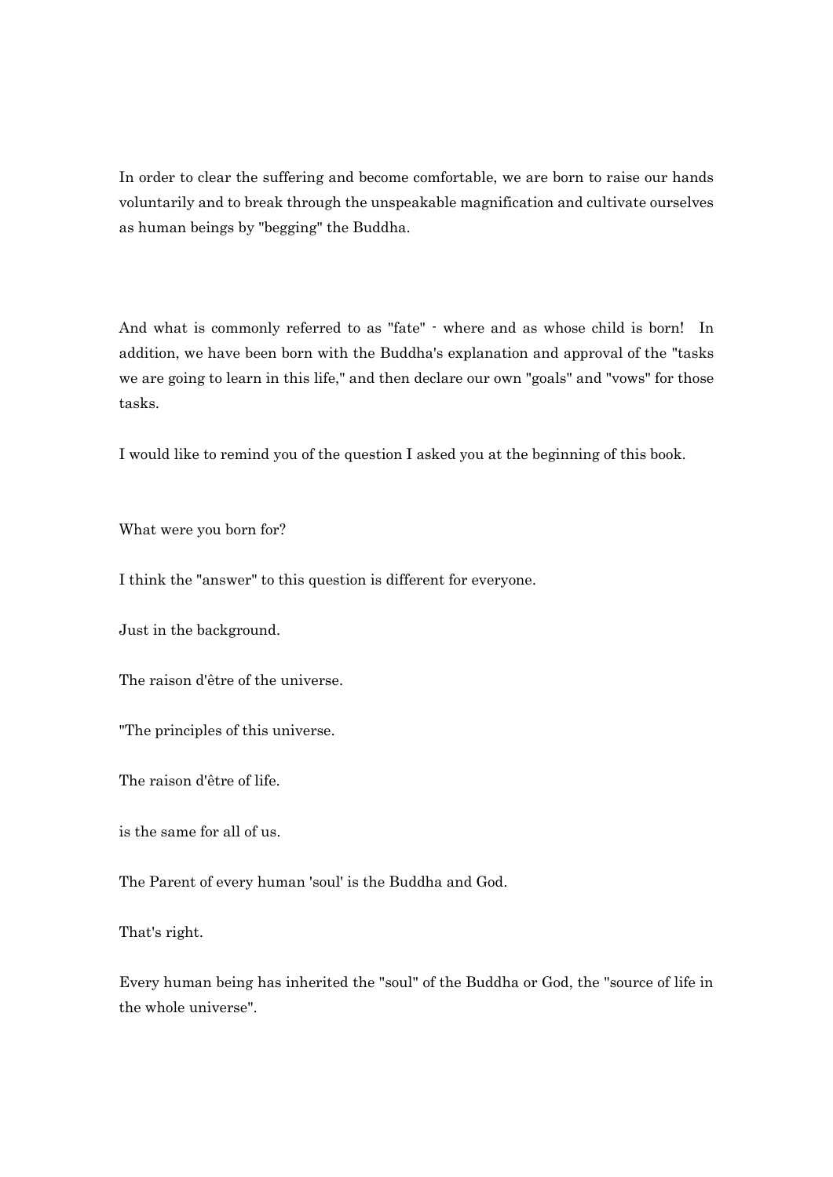In order to clear the suffering and become comfortable, we are born to raise our hands voluntarily and to break through the unspeakable magnification and cultivate ourselves as human beings by "begging" the Buddha.

And what is commonly referred to as "fate" - where and as whose child is born! In addition, we have been born with the Buddha's explanation and approval of the "tasks we are going to learn in this life," and then declare our own "goals" and "vows" for those tasks.

I would like to remind you of the question I asked you at the beginning of this book.

What were you born for?

I think the "answer" to this question is different for everyone.

Just in the background.

The raison d'être of the universe.

"The principles of this universe.

The raison d'être of life.

is the same for all of us.

The Parent of every human 'soul' is the Buddha and God.

That's right.

Every human being has inherited the "soul" of the Buddha or God, the "source of life in the whole universe".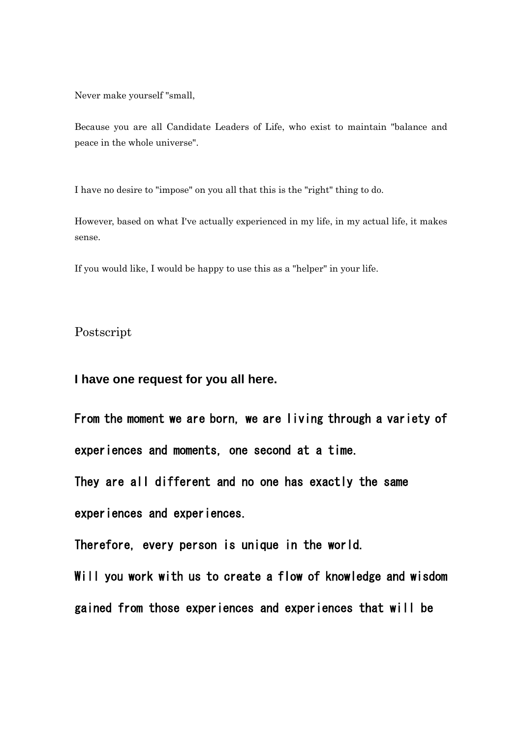Never make yourself "small,

Because you are all Candidate Leaders of Life, who exist to maintain "balance and peace in the whole universe".

I have no desire to "impose" on you all that this is the "right" thing to do.

However, based on what I've actually experienced in my life, in my actual life, it makes sense.

If you would like, I would be happy to use this as a "helper" in your life.

## Postscript

**I have one request for you all here.**

From the moment we are born, we are living through a variety of experiences and moments, one second at a time.

They are all different and no one has exactly the same experiences and experiences.

Therefore, every person is unique in the world.

Will you work with us to create a flow of knowledge and wisdom gained from those experiences and experiences that will be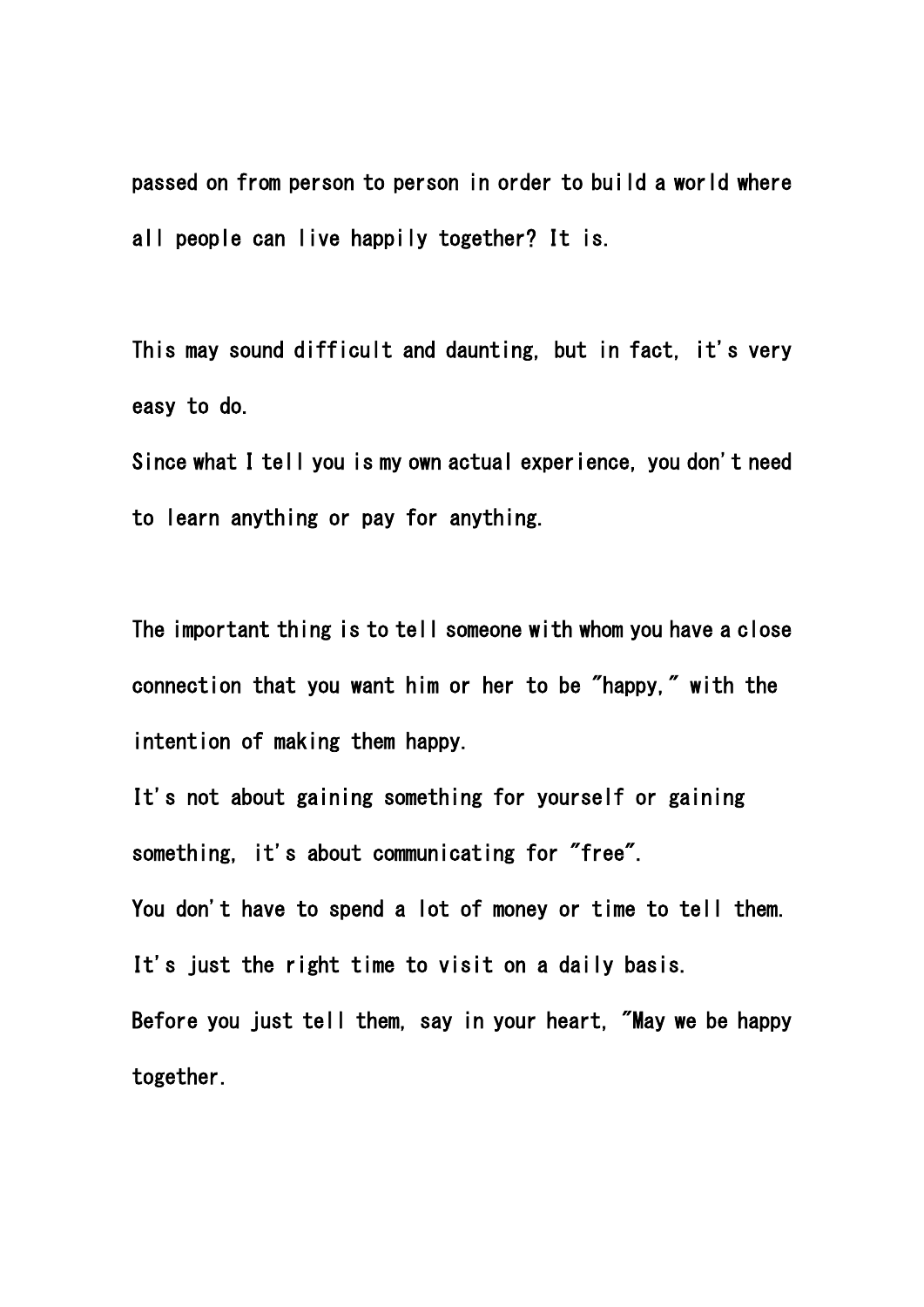passed on from person to person in order to build a world where all people can live happily together? It is.

This may sound difficult and daunting, but in fact, it's very easy to do.
Since what I tell you is my own actual experience, you don't need to learn anything or pay for anything.

The important thing is to tell someone with whom you have a close connection that you want him or her to be "happy," with the intention of making them happy.
It's not about gaining something for yourself or gaining something, it's about communicating for "free".
You don't have to spend a lot of money or time to tell them.
It's just the right time to visit on a daily basis.
Before you just tell them, say in your heart, "May we be happy together.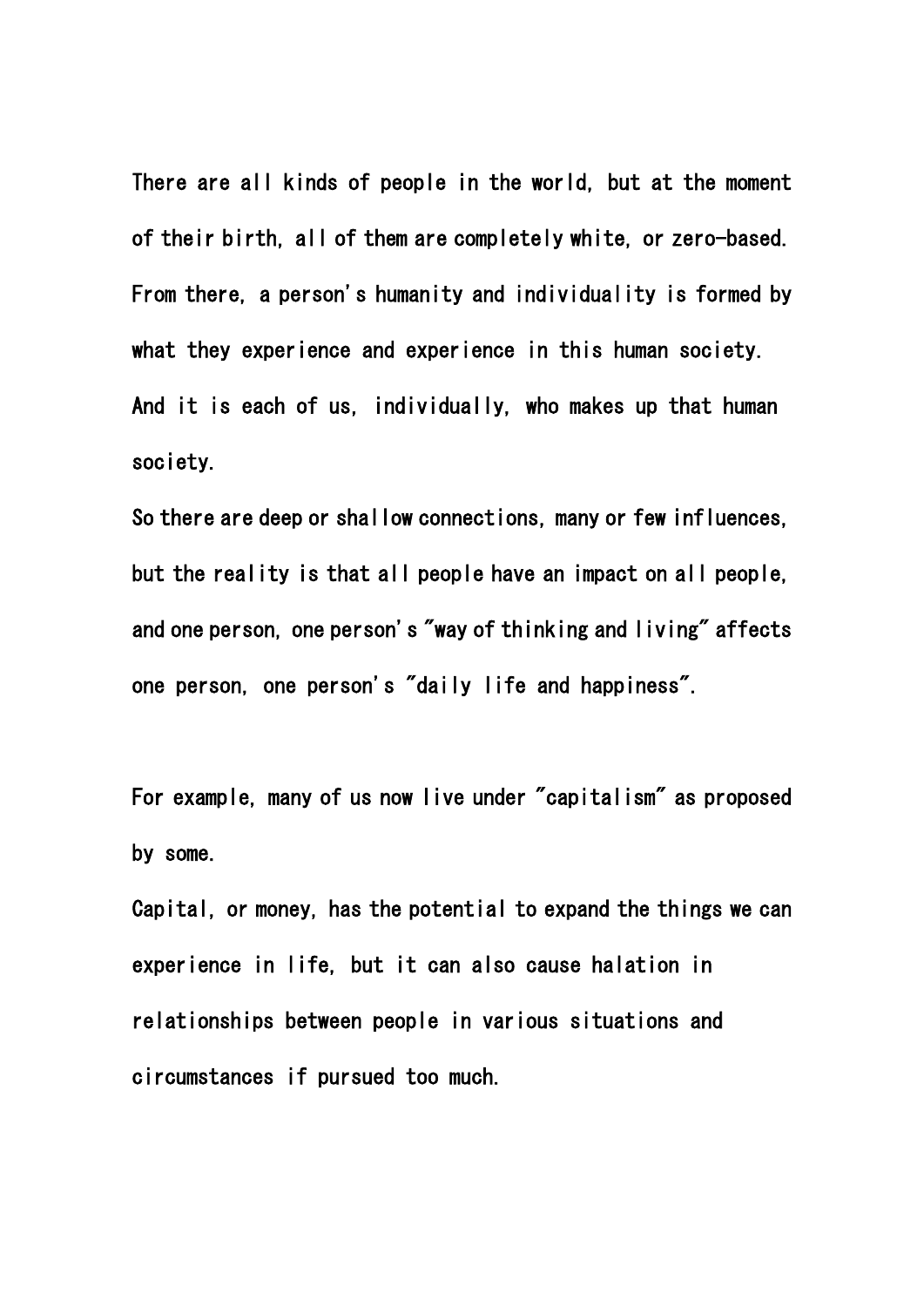There are all kinds of people in the world, but at the moment of their birth, all of them are completely white, or zero-based. From there, a person's humanity and individuality is formed by what they experience and experience in this human society.
And it is each of us, individually, who makes up that human society.
So there are deep or shallow connections, many or few influences, but the reality is that all people have an impact on all people, and one person, one person's "way of thinking and living" affects one person, one person's "daily life and happiness".

For example, many of us now live under "capitalism" as proposed by some.
Capital, or money, has the potential to expand the things we can experience in life, but it can also cause halation in relationships between people in various situations and circumstances if pursued too much.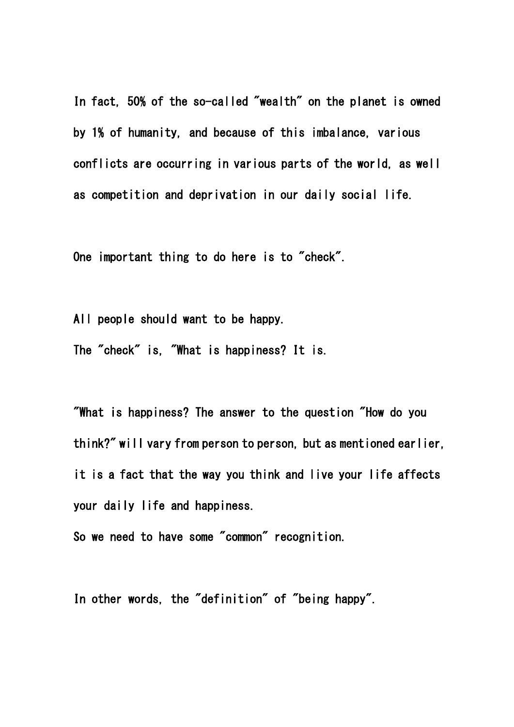In fact, 50% of the so-called "wealth" on the planet is owned by 1% of humanity, and because of this imbalance, various conflicts are occurring in various parts of the world, as well as competition and deprivation in our daily social life.

One important thing to do here is to "check".

All people should want to be happy.
The "check" is, "What is happiness? It is.

"What is happiness? The answer to the question "How do you think?" will vary from person to person, but as mentioned earlier, it is a fact that the way you think and live your life affects your daily life and happiness.
So we need to have some "common" recognition.

In other words, the "definition" of "being happy".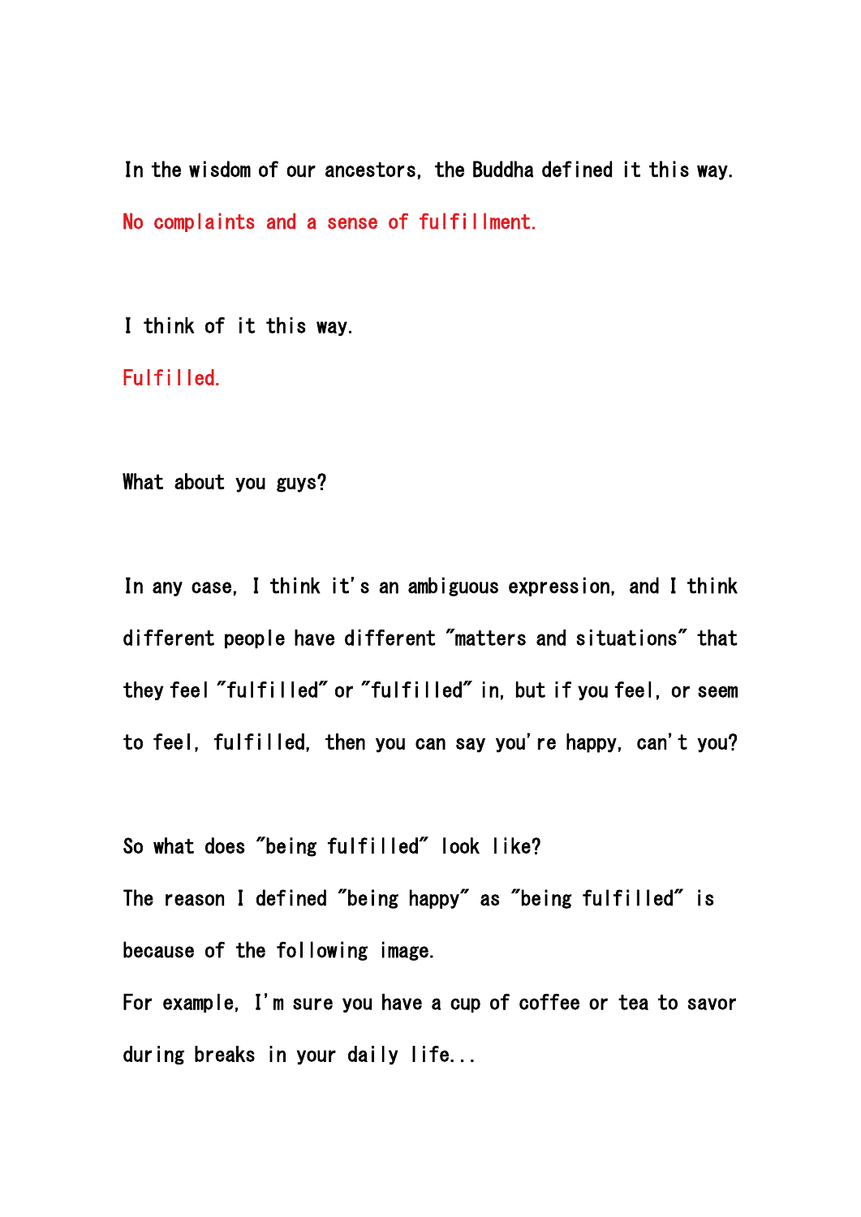In the wisdom of our ancestors, the Buddha defined it this way.

No complaints and a sense of fulfillment.

I think of it this way.

Fulfilled.

What about you guys?

In any case, I think it's an ambiguous expression, and I think different people have different "matters and situations" that they feel "fulfilled" or "fulfilled" in, but if you feel, or seem to feel, fulfilled, then you can say you're happy, can't you?

So what does "being fulfilled" look like?

The reason I defined "being happy" as "being fulfilled" is because of the following image.

For example, I'm sure you have a cup of coffee or tea to savor during breaks in your daily life...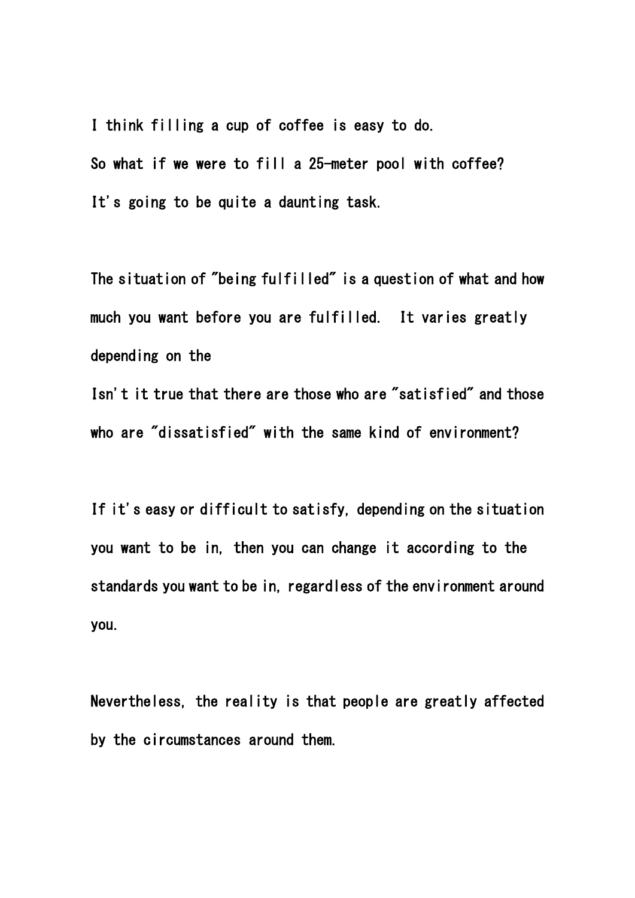I think filling a cup of coffee is easy to do.

So what if we were to fill a 25-meter pool with coffee?

It's going to be quite a daunting task.

The situation of "being fulfilled" is a question of what and how much you want before you are fulfilled.  It varies greatly depending on the

Isn't it true that there are those who are "satisfied" and those who are "dissatisfied" with the same kind of environment?

If it's easy or difficult to satisfy, depending on the situation you want to be in, then you can change it according to the standards you want to be in, regardless of the environment around you.

Nevertheless, the reality is that people are greatly affected by the circumstances around them.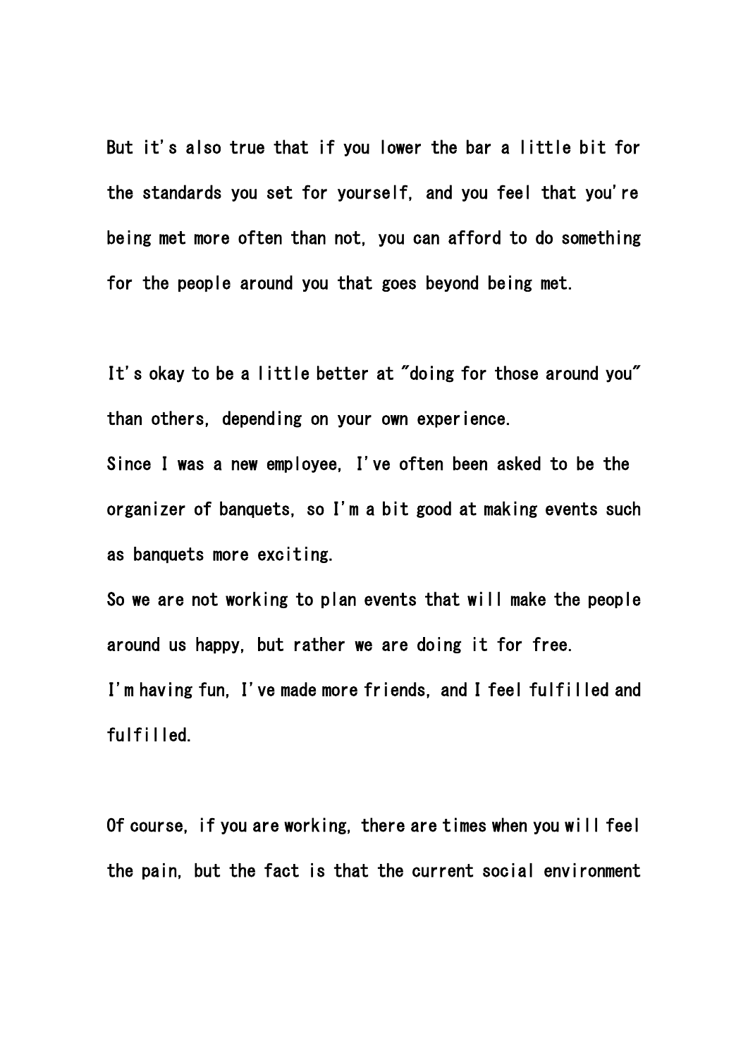But it's also true that if you lower the bar a little bit for the standards you set for yourself, and you feel that you're being met more often than not, you can afford to do something for the people around you that goes beyond being met.

It's okay to be a little better at "doing for those around you" than others, depending on your own experience.

Since I was a new employee, I've often been asked to be the organizer of banquets, so I'm a bit good at making events such as banquets more exciting.

So we are not working to plan events that will make the people around us happy, but rather we are doing it for free.

I'm having fun, I've made more friends, and I feel fulfilled and fulfilled.

Of course, if you are working, there are times when you will feel the pain, but the fact is that the current social environment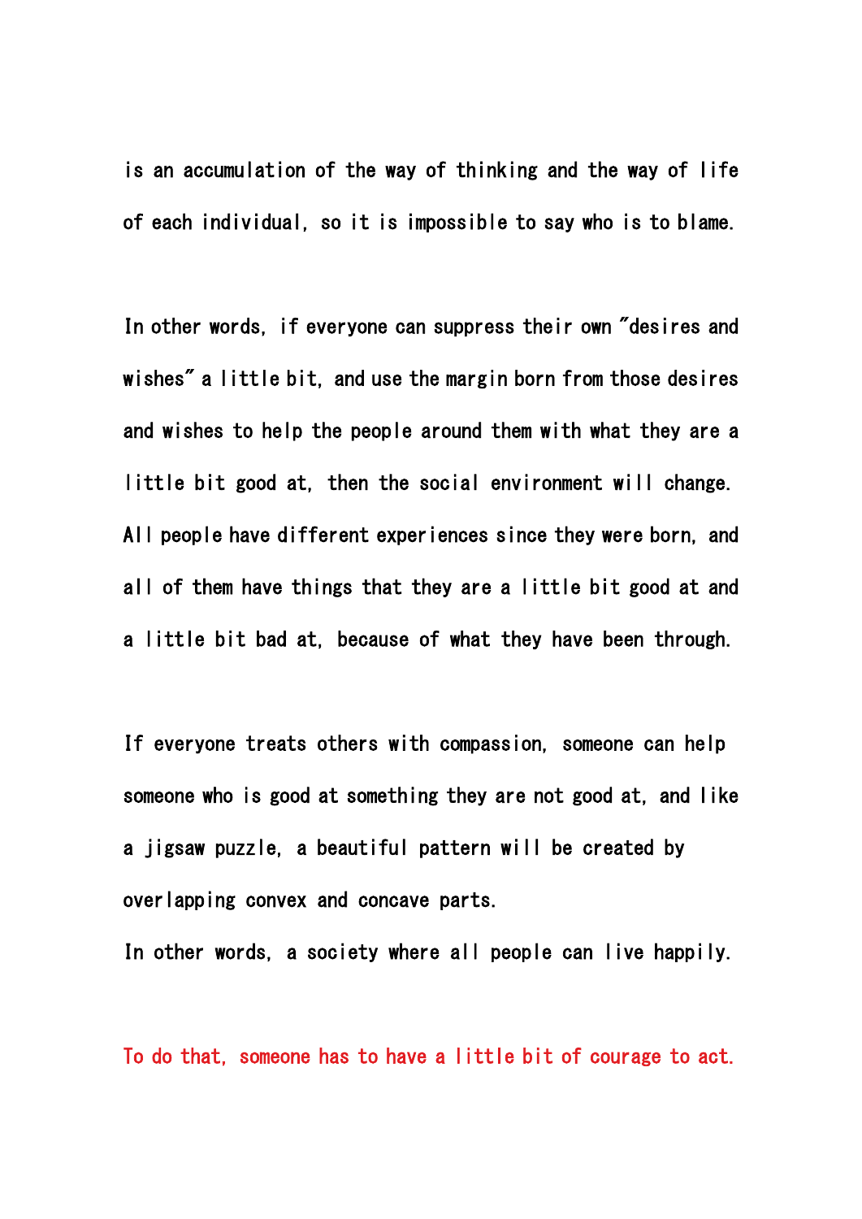is an accumulation of the way of thinking and the way of life of each individual, so it is impossible to say who is to blame.

In other words, if everyone can suppress their own "desires and wishes" a little bit, and use the margin born from those desires and wishes to help the people around them with what they are a little bit good at, then the social environment will change. All people have different experiences since they were born, and all of them have things that they are a little bit good at and a little bit bad at, because of what they have been through.

If everyone treats others with compassion, someone can help someone who is good at something they are not good at, and like a jigsaw puzzle, a beautiful pattern will be created by overlapping convex and concave parts.
In other words, a society where all people can live happily.

To do that, someone has to have a little bit of courage to act.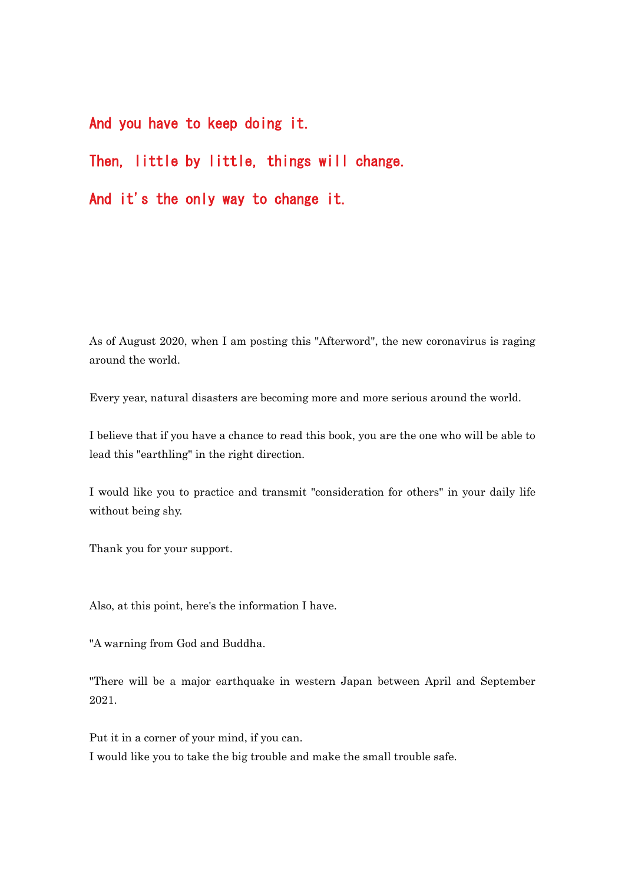And you have to keep doing it.

Then, little by little, things will change.

And it's the only way to change it.

As of August 2020, when I am posting this "Afterword", the new coronavirus is raging around the world.

Every year, natural disasters are becoming more and more serious around the world.

I believe that if you have a chance to read this book, you are the one who will be able to lead this "earthling" in the right direction.

I would like you to practice and transmit "consideration for others" in your daily life without being shy.

Thank you for your support.

Also, at this point, here's the information I have.

"A warning from God and Buddha.

"There will be a major earthquake in western Japan between April and September 2021.

Put it in a corner of your mind, if you can.
I would like you to take the big trouble and make the small trouble safe.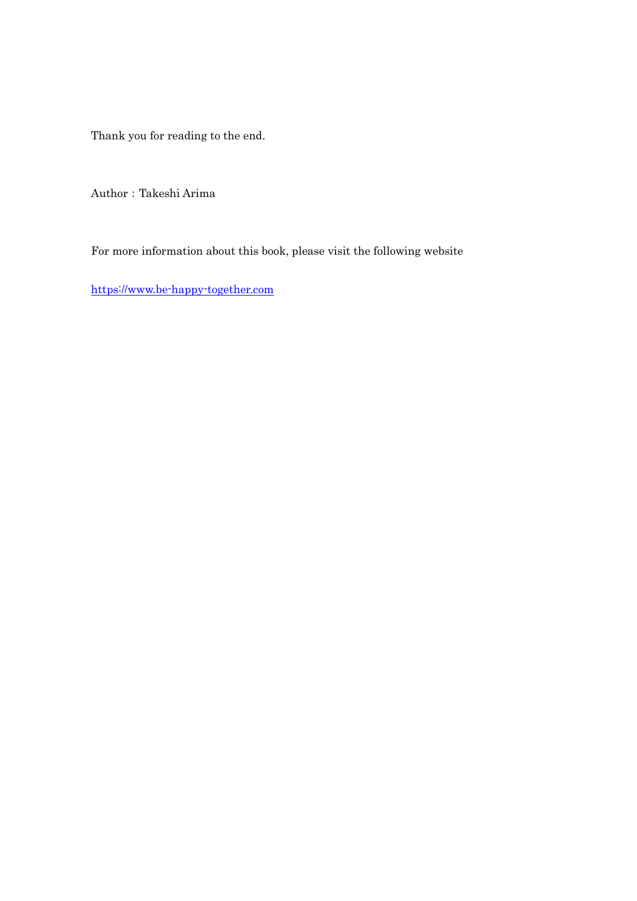Thank you for reading to the end.

Author：Takeshi Arima

For more information about this book, please visit the following website

https://www.be-happy-together.com